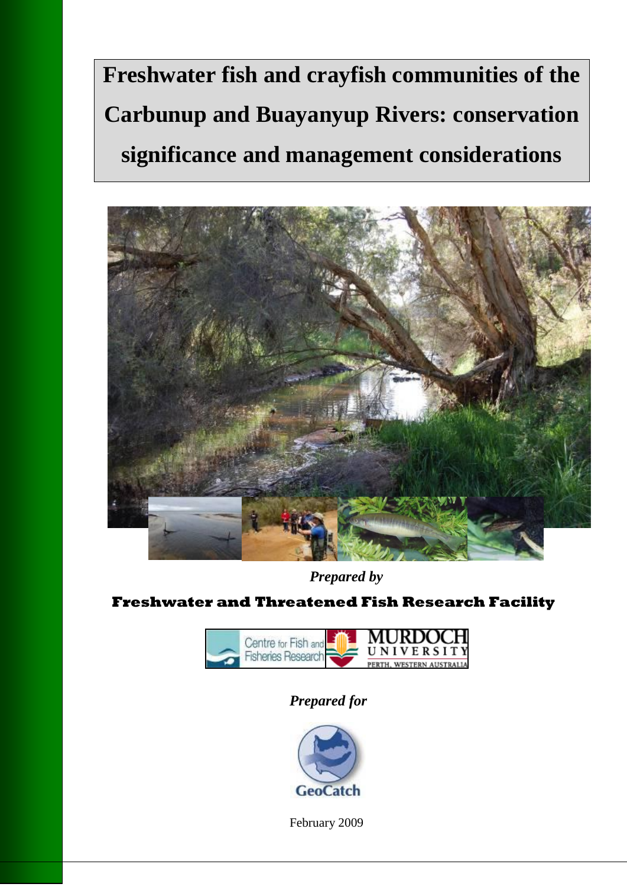# Freshwater fish and crayfish communities of the Carbunup and Buayanyup Rivers: conservation significance and management considerations

***Prepared by***

**Freshwater and Threatened Fish Research Facility**

Centre for Fish and Fisheries Research

MURDOCH UNIVERSITY
PERTH, WESTERN AUSTRALIA

***Prepared for***

GeoCatch

February 2009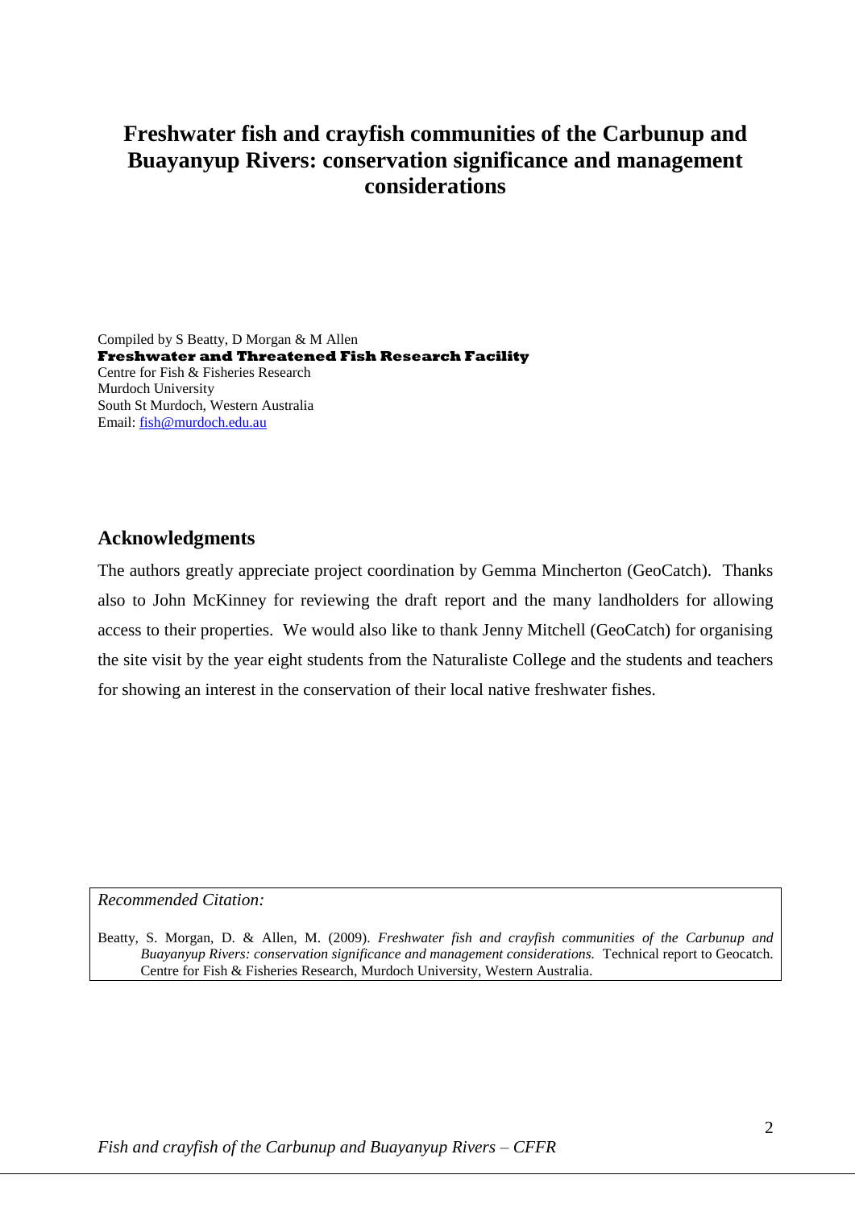# Freshwater fish and crayfish communities of the Carbunup and Buayanyup Rivers: conservation significance and management considerations

Compiled by S Beatty, D Morgan & M Allen
**Freshwater and Threatened Fish Research Facility**
Centre for Fish & Fisheries Research
Murdoch University
South St Murdoch, Western Australia
Email: fish@murdoch.edu.au

## Acknowledgments

The authors greatly appreciate project coordination by Gemma Mincherton (GeoCatch). Thanks also to John McKinney for reviewing the draft report and the many landholders for allowing access to their properties. We would also like to thank Jenny Mitchell (GeoCatch) for organising the site visit by the year eight students from the Naturaliste College and the students and teachers for showing an interest in the conservation of their local native freshwater fishes.

*Recommended Citation:*

Beatty, S. Morgan, D. & Allen, M. (2009). *Freshwater fish and crayfish communities of the Carbunup and Buayanyup Rivers: conservation significance and management considerations.* Technical report to Geocatch. Centre for Fish & Fisheries Research, Murdoch University, Western Australia.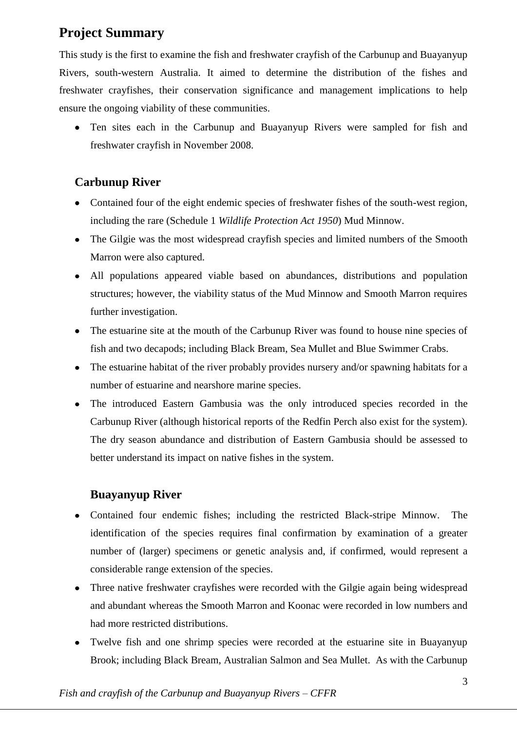## Project Summary

This study is the first to examine the fish and freshwater crayfish of the Carbunup and Buayanyup Rivers, south-western Australia. It aimed to determine the distribution of the fishes and freshwater crayfishes, their conservation significance and management implications to help ensure the ongoing viability of these communities.

- Ten sites each in the Carbunup and Buayanyup Rivers were sampled for fish and freshwater crayfish in November 2008.

### Carbunup River

- Contained four of the eight endemic species of freshwater fishes of the south-west region, including the rare (Schedule 1 *Wildlife Protection Act 1950*) Mud Minnow.
- The Gilgie was the most widespread crayfish species and limited numbers of the Smooth Marron were also captured.
- All populations appeared viable based on abundances, distributions and population structures; however, the viability status of the Mud Minnow and Smooth Marron requires further investigation.
- The estuarine site at the mouth of the Carbunup River was found to house nine species of fish and two decapods; including Black Bream, Sea Mullet and Blue Swimmer Crabs.
- The estuarine habitat of the river probably provides nursery and/or spawning habitats for a number of estuarine and nearshore marine species.
- The introduced Eastern Gambusia was the only introduced species recorded in the Carbunup River (although historical reports of the Redfin Perch also exist for the system). The dry season abundance and distribution of Eastern Gambusia should be assessed to better understand its impact on native fishes in the system.

### Buayanyup River

- Contained four endemic fishes; including the restricted Black-stripe Minnow. The identification of the species requires final confirmation by examination of a greater number of (larger) specimens or genetic analysis and, if confirmed, would represent a considerable range extension of the species.
- Three native freshwater crayfishes were recorded with the Gilgie again being widespread and abundant whereas the Smooth Marron and Koonac were recorded in low numbers and had more restricted distributions.
- Twelve fish and one shrimp species were recorded at the estuarine site in Buayanyup Brook; including Black Bream, Australian Salmon and Sea Mullet. As with the Carbunup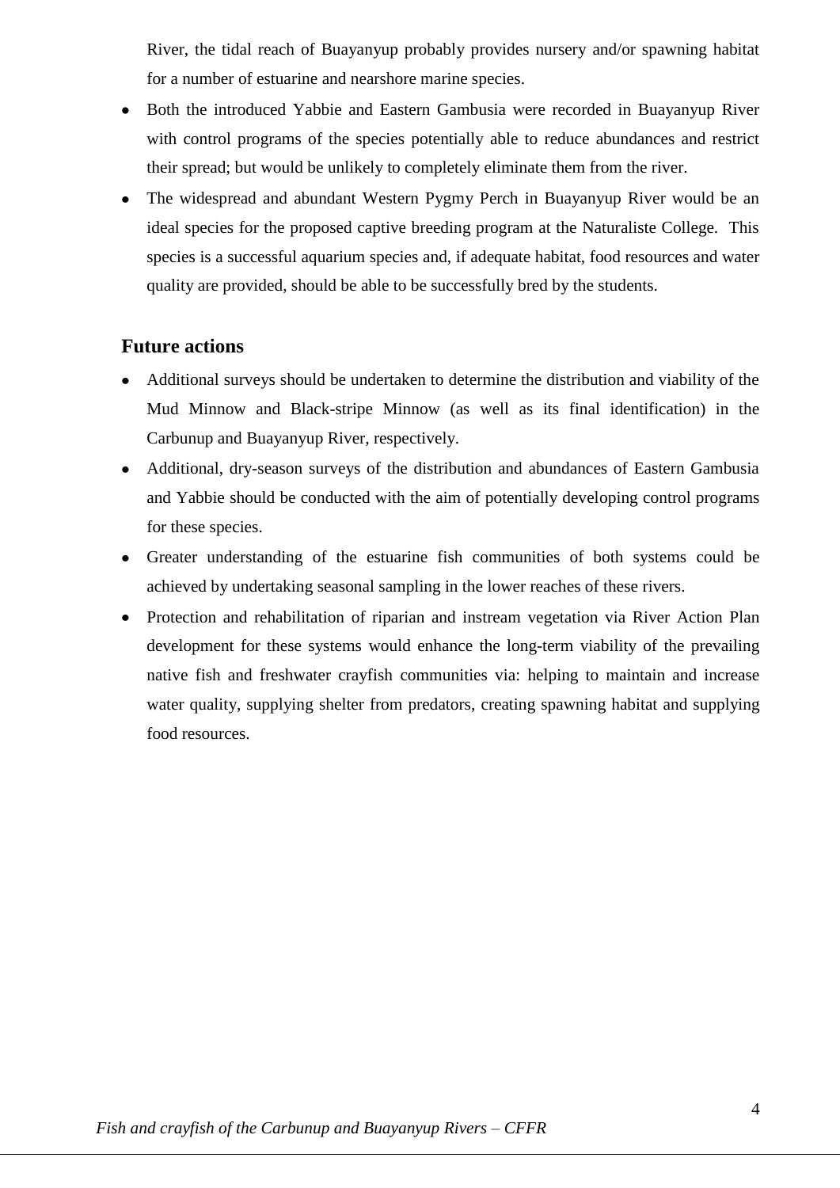River, the tidal reach of Buayanyup probably provides nursery and/or spawning habitat for a number of estuarine and nearshore marine species.

- Both the introduced Yabbie and Eastern Gambusia were recorded in Buayanyup River with control programs of the species potentially able to reduce abundances and restrict their spread; but would be unlikely to completely eliminate them from the river.
- The widespread and abundant Western Pygmy Perch in Buayanyup River would be an ideal species for the proposed captive breeding program at the Naturaliste College. This species is a successful aquarium species and, if adequate habitat, food resources and water quality are provided, should be able to be successfully bred by the students.

## Future actions

- Additional surveys should be undertaken to determine the distribution and viability of the Mud Minnow and Black-stripe Minnow (as well as its final identification) in the Carbunup and Buayanyup River, respectively.
- Additional, dry-season surveys of the distribution and abundances of Eastern Gambusia and Yabbie should be conducted with the aim of potentially developing control programs for these species.
- Greater understanding of the estuarine fish communities of both systems could be achieved by undertaking seasonal sampling in the lower reaches of these rivers.
- Protection and rehabilitation of riparian and instream vegetation via River Action Plan development for these systems would enhance the long-term viability of the prevailing native fish and freshwater crayfish communities via: helping to maintain and increase water quality, supplying shelter from predators, creating spawning habitat and supplying food resources.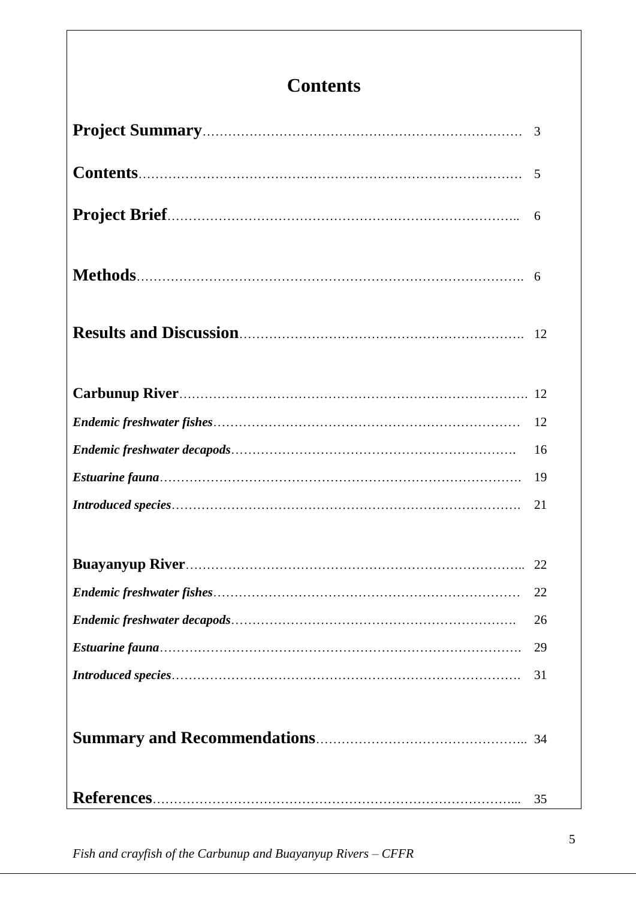# Contents

**Project Summary**……………………………………………………………………. 3

**Contents**…………………………………………………………………………… 5

**Project Brief**……………………………………………………………………….. 6

**Methods**……………………………………………………………………………. 6

**Results and Discussion**…………………………………………………………. 12

**Carbunup River**…………………………………………………………………. 12

***Endemic freshwater fishes***……………………………………………………… 12

***Endemic freshwater decapods***…………………………………………………. 16

***Estuarine fauna***…………………………………………………………………. 19

***Introduced species***……………………………………………………………… 21

**Buayanyup River**……………………………………………………………….. 22

***Endemic freshwater fishes***……………………………………………………… 22

***Endemic freshwater decapods***…………………………………………………. 26

***Estuarine fauna***…………………………………………………………………. 29

***Introduced species***……………………………………………………………… 31

**Summary and Recommendations**……………………………………………….. 34

**References**………………………………………………………………………... 35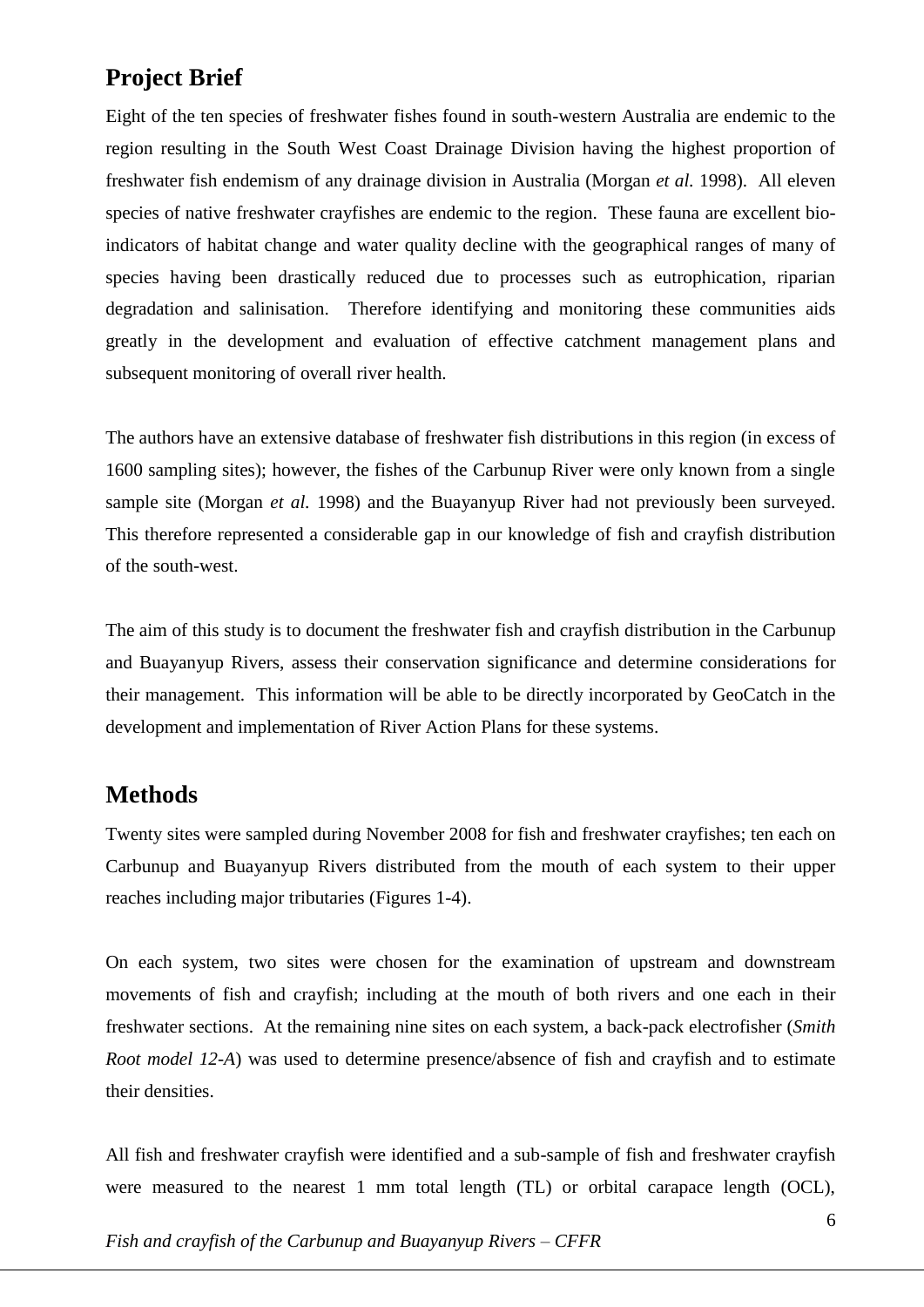## Project Brief

Eight of the ten species of freshwater fishes found in south-western Australia are endemic to the region resulting in the South West Coast Drainage Division having the highest proportion of freshwater fish endemism of any drainage division in Australia (Morgan *et al.* 1998). All eleven species of native freshwater crayfishes are endemic to the region. These fauna are excellent bio-indicators of habitat change and water quality decline with the geographical ranges of many of species having been drastically reduced due to processes such as eutrophication, riparian degradation and salinisation. Therefore identifying and monitoring these communities aids greatly in the development and evaluation of effective catchment management plans and subsequent monitoring of overall river health.

The authors have an extensive database of freshwater fish distributions in this region (in excess of 1600 sampling sites); however, the fishes of the Carbunup River were only known from a single sample site (Morgan *et al.* 1998) and the Buayanyup River had not previously been surveyed. This therefore represented a considerable gap in our knowledge of fish and crayfish distribution of the south-west.

The aim of this study is to document the freshwater fish and crayfish distribution in the Carbunup and Buayanyup Rivers, assess their conservation significance and determine considerations for their management. This information will be able to be directly incorporated by GeoCatch in the development and implementation of River Action Plans for these systems.

## Methods

Twenty sites were sampled during November 2008 for fish and freshwater crayfishes; ten each on Carbunup and Buayanyup Rivers distributed from the mouth of each system to their upper reaches including major tributaries (Figures 1-4).

On each system, two sites were chosen for the examination of upstream and downstream movements of fish and crayfish; including at the mouth of both rivers and one each in their freshwater sections. At the remaining nine sites on each system, a back-pack electrofisher (*Smith Root model 12-A*) was used to determine presence/absence of fish and crayfish and to estimate their densities.

All fish and freshwater crayfish were identified and a sub-sample of fish and freshwater crayfish were measured to the nearest 1 mm total length (TL) or orbital carapace length (OCL),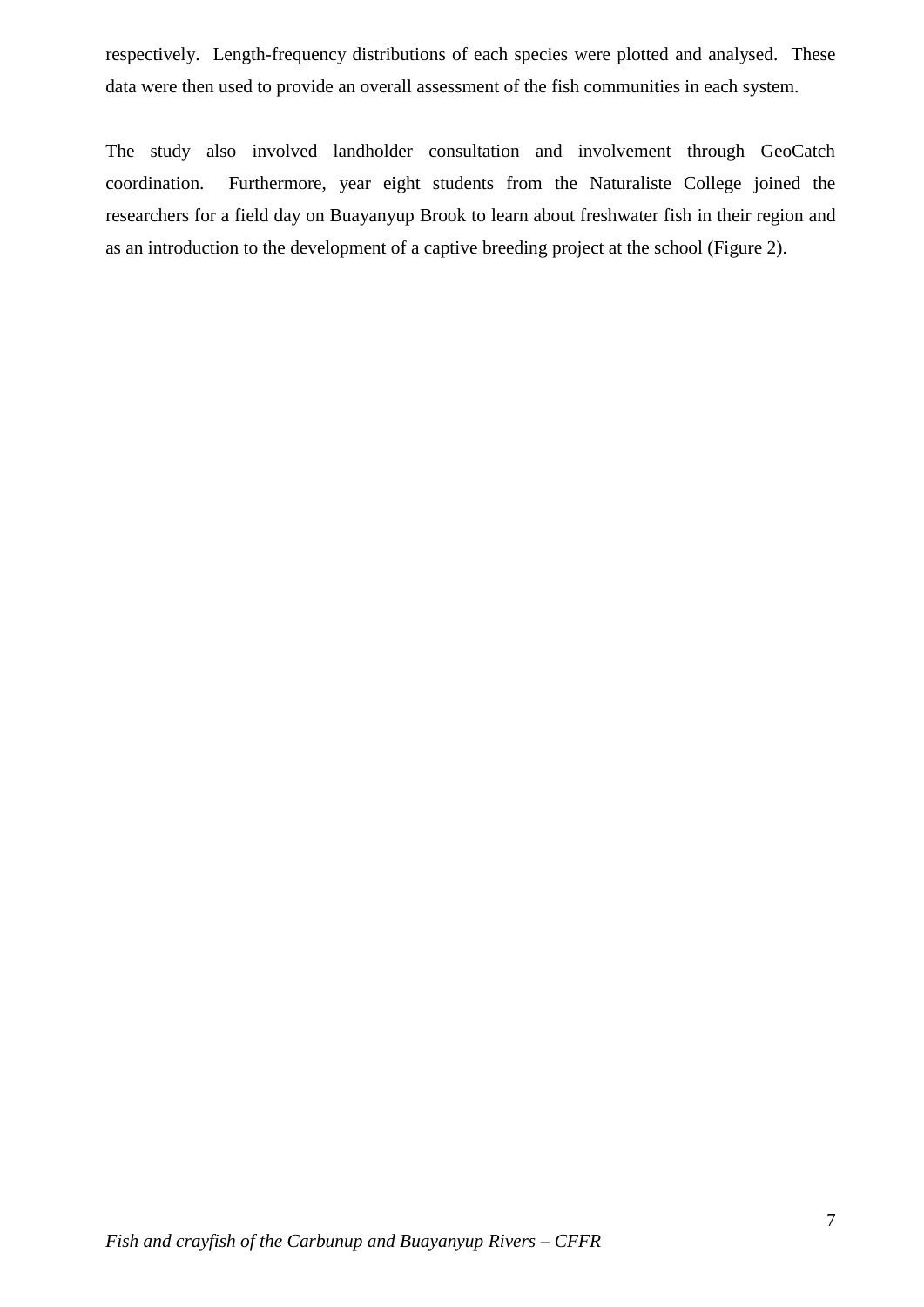respectively.  Length-frequency distributions of each species were plotted and analysed.  These data were then used to provide an overall assessment of the fish communities in each system.

The study also involved landholder consultation and involvement through GeoCatch coordination.  Furthermore, year eight students from the Naturaliste College joined the researchers for a field day on Buayanyup Brook to learn about freshwater fish in their region and as an introduction to the development of a captive breeding project at the school (Figure 2).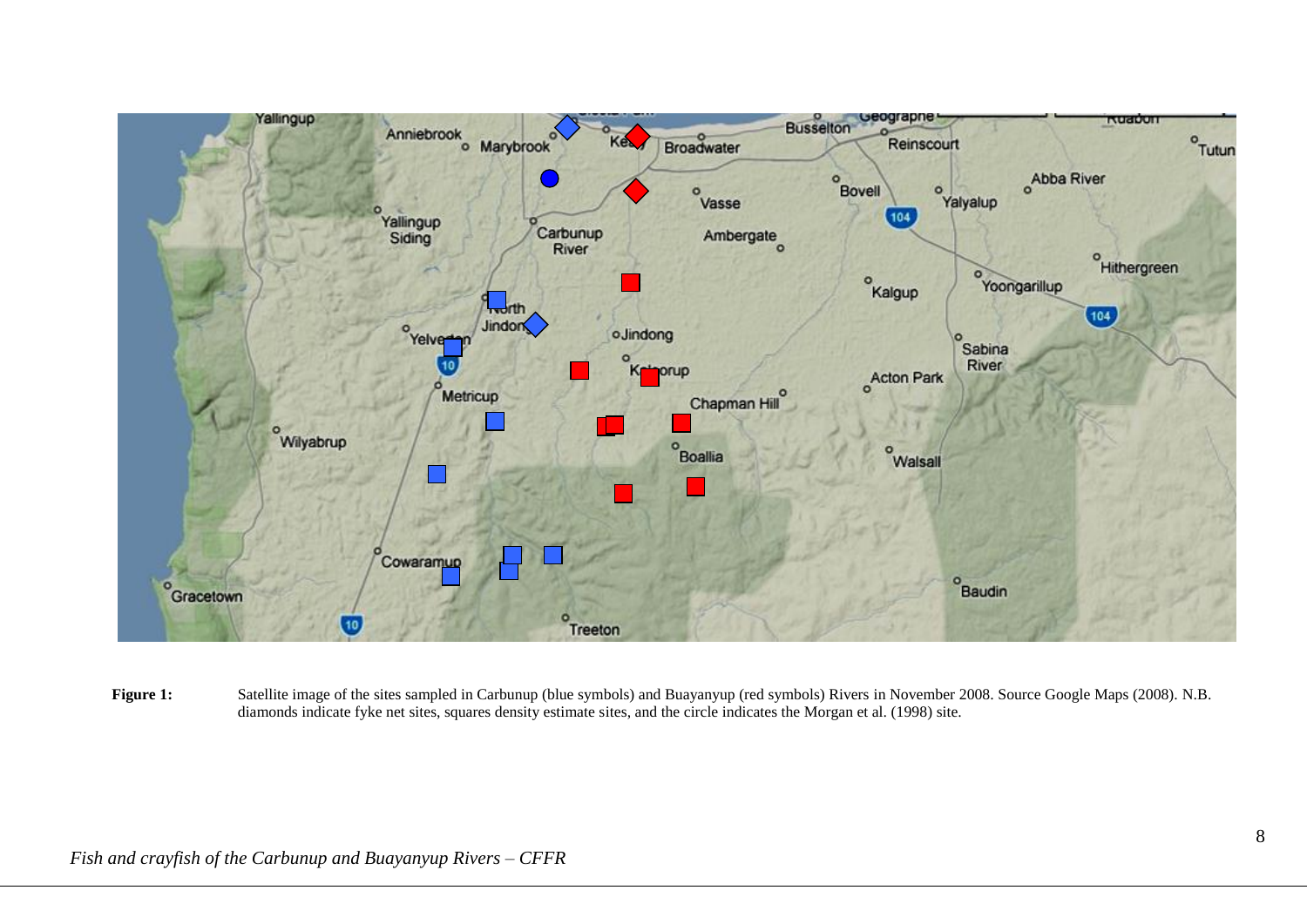**Figure 1:** Satellite image of the sites sampled in Carbunup (blue symbols) and Buayanyup (red symbols) Rivers in November 2008. Source Google Maps (2008). N.B. diamonds indicate fyke net sites, squares density estimate sites, and the circle indicates the Morgan et al. (1998) site.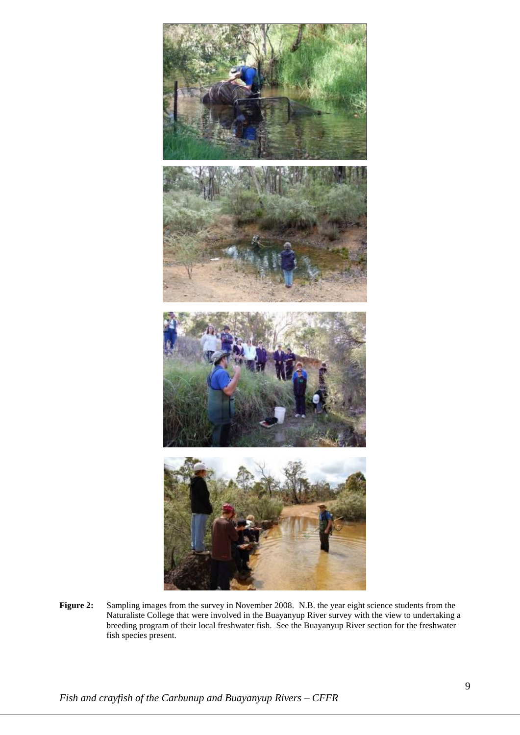**Figure 2:** Sampling images from the survey in November 2008. N.B. the year eight science students from the Naturaliste College that were involved in the Buayanyup River survey with the view to undertaking a breeding program of their local freshwater fish. See the Buayanyup River section for the freshwater fish species present.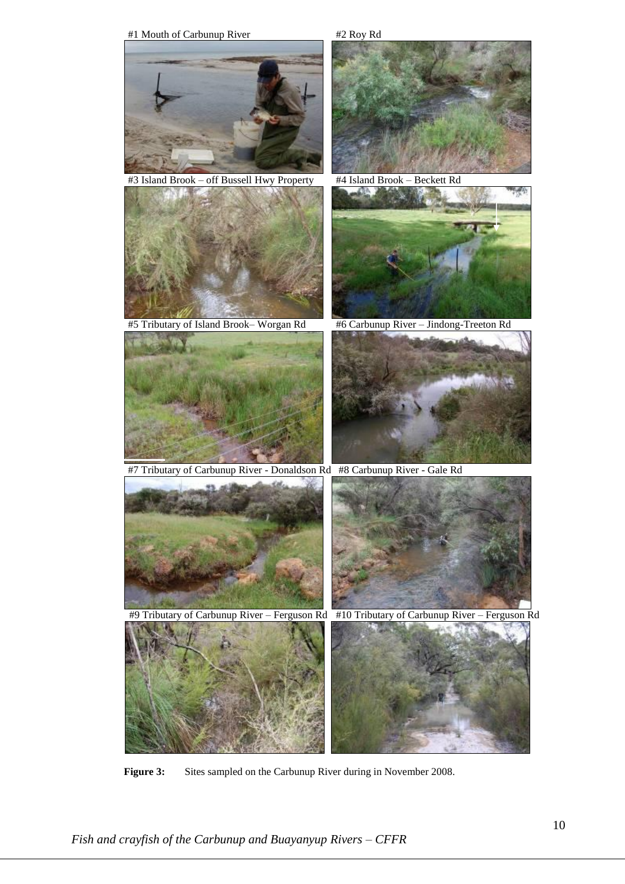#1 Mouth of Carbunup River

#2 Roy Rd

#3 Island Brook – off Bussell Hwy Property

#4 Island Brook – Beckett Rd

#5 Tributary of Island Brook– Worgan Rd

#6 Carbunup River – Jindong-Treeton Rd

#7 Tributary of Carbunup River - Donaldson Rd

#8 Carbunup River - Gale Rd

#9 Tributary of Carbunup River – Ferguson Rd

#10 Tributary of Carbunup River – Ferguson Rd

**Figure 3:** Sites sampled on the Carbunup River during in November 2008.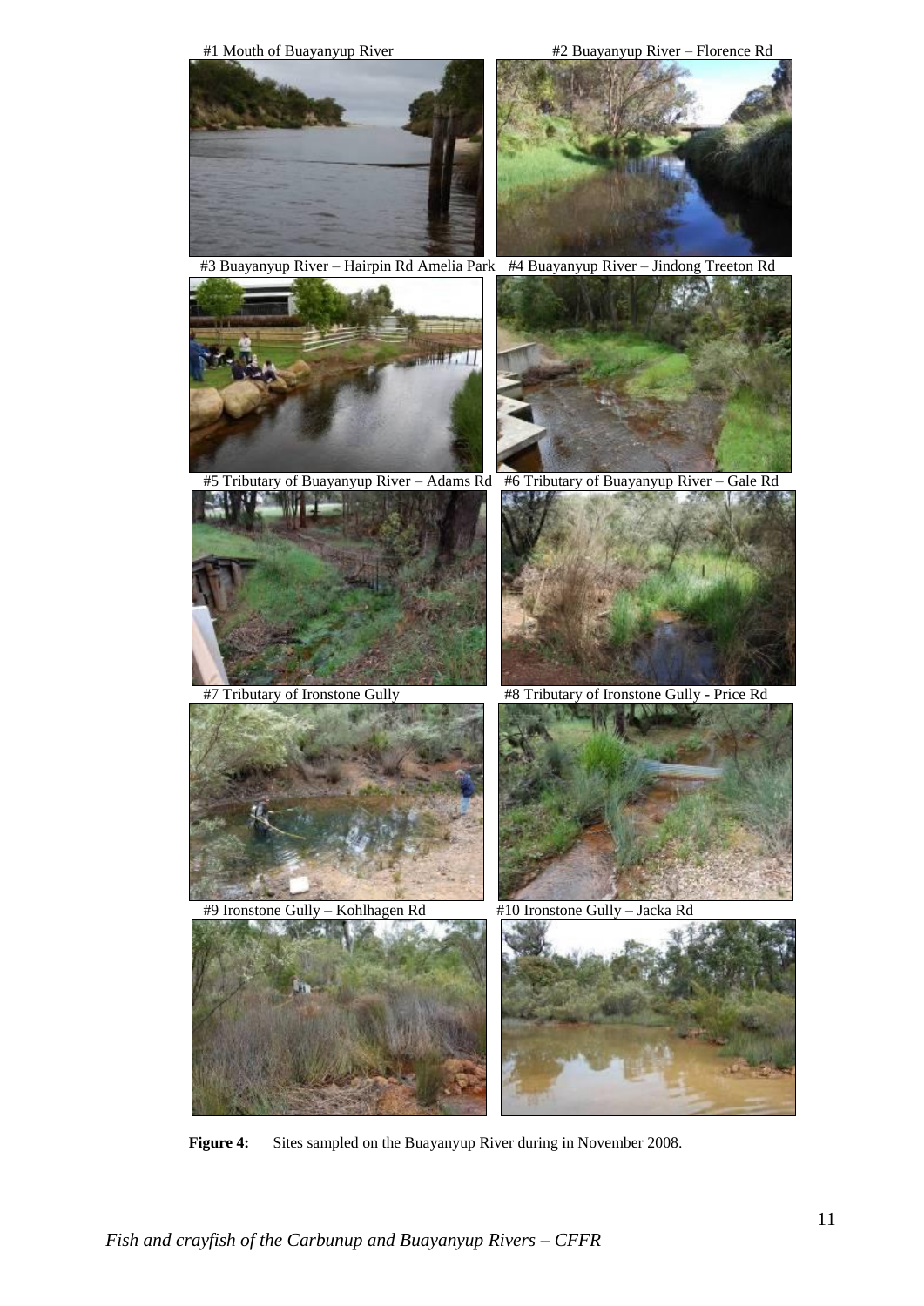#1 Mouth of Buayanyup River

#2 Buayanyup River – Florence Rd

#3 Buayanyup River – Hairpin Rd Amelia Park

#4 Buayanyup River – Jindong Treeton Rd

#5 Tributary of Buayanyup River – Adams Rd

#6 Tributary of Buayanyup River – Gale Rd

#7 Tributary of Ironstone Gully

#8 Tributary of Ironstone Gully - Price Rd

#9 Ironstone Gully – Kohlhagen Rd

#10 Ironstone Gully – Jacka Rd

**Figure 4:** Sites sampled on the Buayanyup River during in November 2008.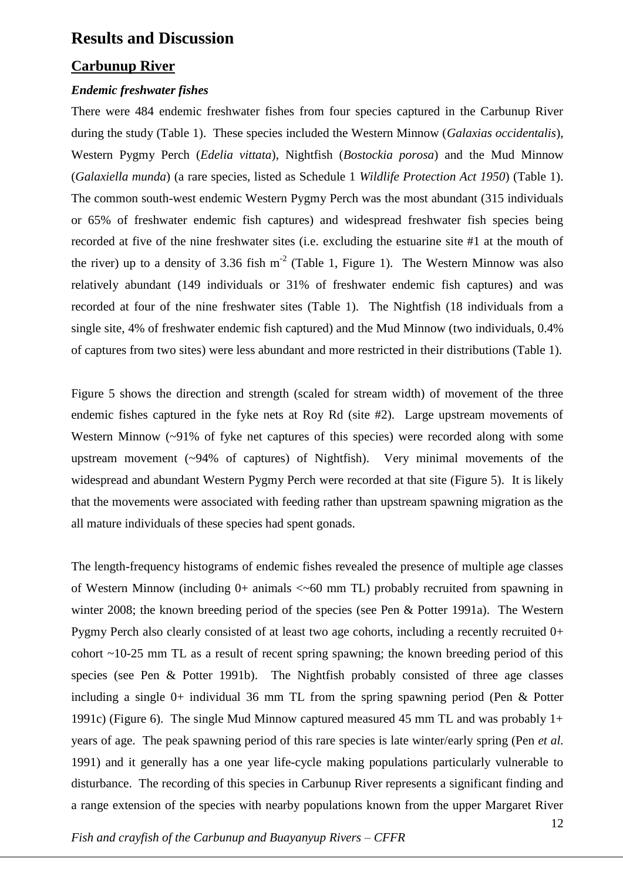# Results and Discussion

## Carbunup River

### *Endemic freshwater fishes*

There were 484 endemic freshwater fishes from four species captured in the Carbunup River during the study (Table 1). These species included the Western Minnow (*Galaxias occidentalis*), Western Pygmy Perch (*Edelia vittata*), Nightfish (*Bostockia porosa*) and the Mud Minnow (*Galaxiella munda*) (a rare species, listed as Schedule 1 *Wildlife Protection Act 1950*) (Table 1). The common south-west endemic Western Pygmy Perch was the most abundant (315 individuals or 65% of freshwater endemic fish captures) and widespread freshwater fish species being recorded at five of the nine freshwater sites (i.e. excluding the estuarine site #1 at the mouth of the river) up to a density of 3.36 fish $m^{-2}$ (Table 1, Figure 1). The Western Minnow was also relatively abundant (149 individuals or 31% of freshwater endemic fish captures) and was recorded at four of the nine freshwater sites (Table 1). The Nightfish (18 individuals from a single site, 4% of freshwater endemic fish captured) and the Mud Minnow (two individuals, 0.4% of captures from two sites) were less abundant and more restricted in their distributions (Table 1).

Figure 5 shows the direction and strength (scaled for stream width) of movement of the three endemic fishes captured in the fyke nets at Roy Rd (site #2). Large upstream movements of Western Minnow (~91% of fyke net captures of this species) were recorded along with some upstream movement (~94% of captures) of Nightfish). Very minimal movements of the widespread and abundant Western Pygmy Perch were recorded at that site (Figure 5). It is likely that the movements were associated with feeding rather than upstream spawning migration as the all mature individuals of these species had spent gonads.

The length-frequency histograms of endemic fishes revealed the presence of multiple age classes of Western Minnow (including 0+ animals <~60 mm TL) probably recruited from spawning in winter 2008; the known breeding period of the species (see Pen & Potter 1991a). The Western Pygmy Perch also clearly consisted of at least two age cohorts, including a recently recruited 0+ cohort ~10-25 mm TL as a result of recent spring spawning; the known breeding period of this species (see Pen & Potter 1991b). The Nightfish probably consisted of three age classes including a single 0+ individual 36 mm TL from the spring spawning period (Pen & Potter 1991c) (Figure 6). The single Mud Minnow captured measured 45 mm TL and was probably 1+ years of age. The peak spawning period of this rare species is late winter/early spring (Pen *et al.* 1991) and it generally has a one year life-cycle making populations particularly vulnerable to disturbance. The recording of this species in Carbunup River represents a significant finding and a range extension of the species with nearby populations known from the upper Margaret River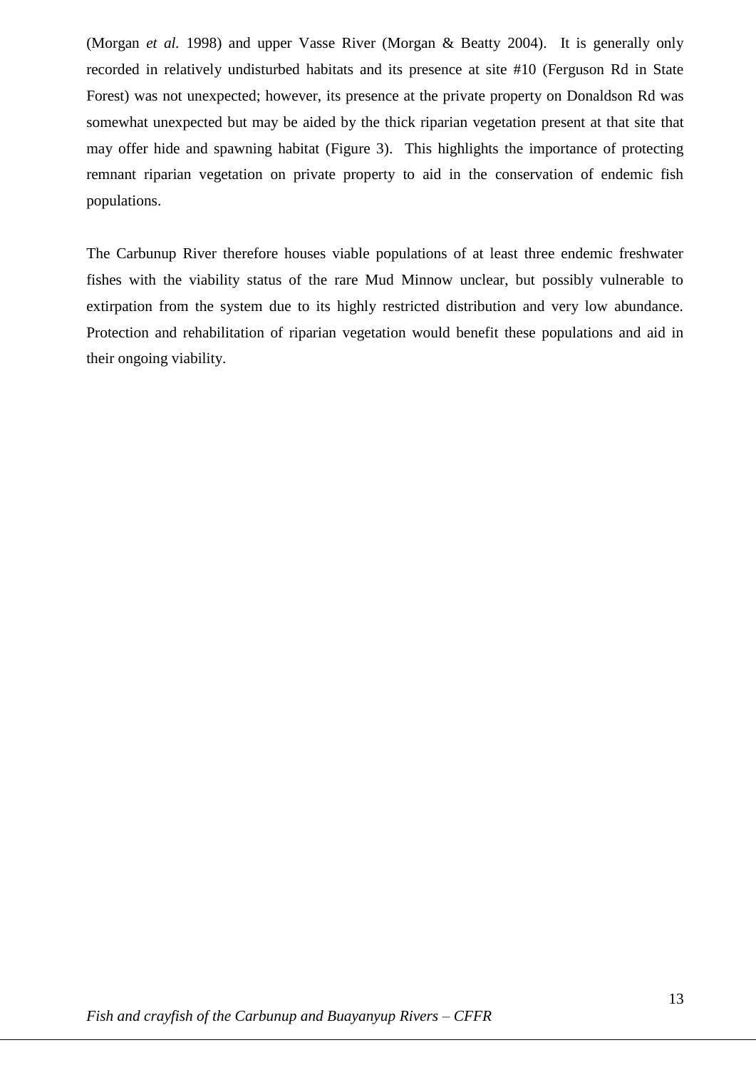(Morgan *et al.* 1998) and upper Vasse River (Morgan & Beatty 2004). It is generally only recorded in relatively undisturbed habitats and its presence at site #10 (Ferguson Rd in State Forest) was not unexpected; however, its presence at the private property on Donaldson Rd was somewhat unexpected but may be aided by the thick riparian vegetation present at that site that may offer hide and spawning habitat (Figure 3). This highlights the importance of protecting remnant riparian vegetation on private property to aid in the conservation of endemic fish populations.

The Carbunup River therefore houses viable populations of at least three endemic freshwater fishes with the viability status of the rare Mud Minnow unclear, but possibly vulnerable to extirpation from the system due to its highly restricted distribution and very low abundance. Protection and rehabilitation of riparian vegetation would benefit these populations and aid in their ongoing viability.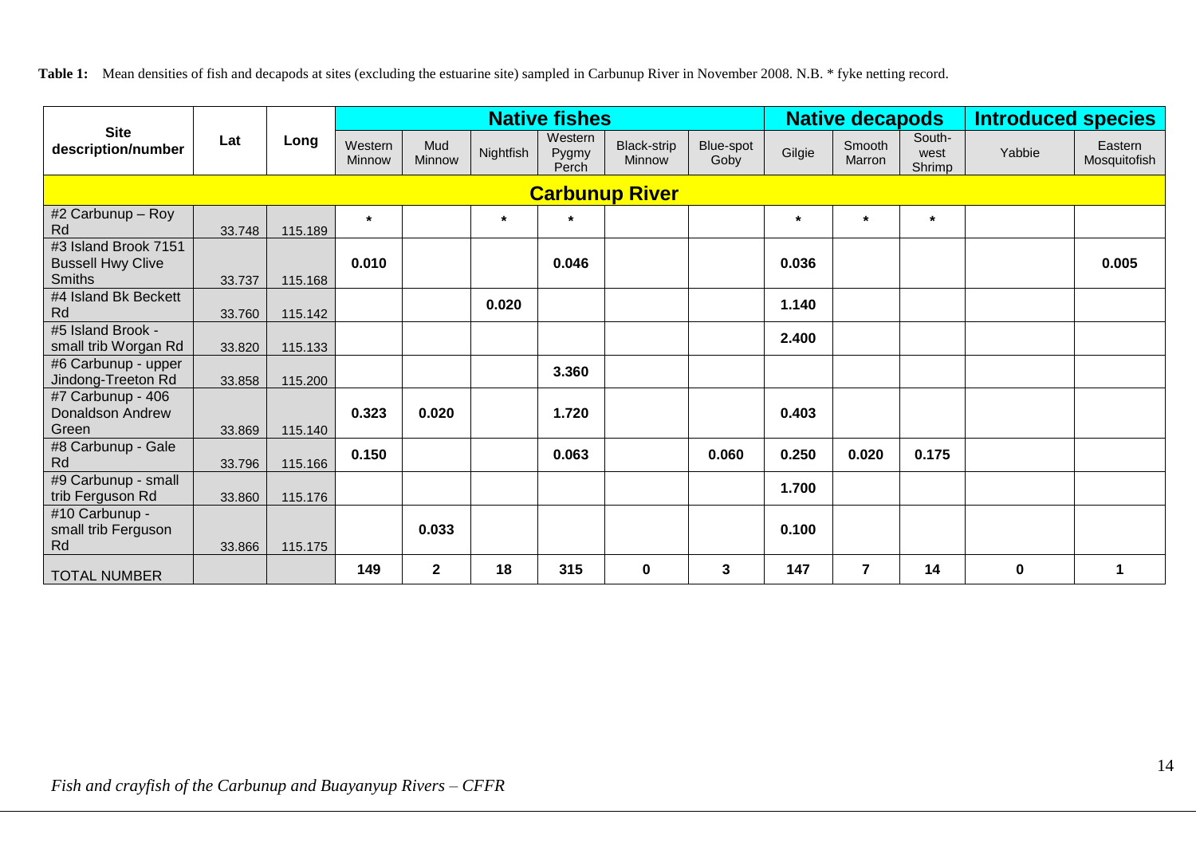**Table 1:** Mean densities of fish and decapods at sites (excluding the estuarine site) sampled in Carbunup River in November 2008. N.B. * fyke netting record.

| Site description/number | Lat | Long | Native fishes | | | | | | Native decapods | | | Introduced species | |
|---|---|---|---|---|---|---|---|---|---|---|---|---|---|
| | | | Western Minnow | Mud Minnow | Nightfish | Western Pygmy Perch | Black-strip Minnow | Blue-spot Goby | Gilgie | Smooth Marron | South-west Shrimp | Yabbie | Eastern Mosquitofish |
| **Carbunup River** | | | | | | | | | | | | | |
| #2 Carbunup – Roy Rd | 33.748 | 115.189 | * | | * | * | | | * | * | * | | |
| #3 Island Brook 7151 Bussell Hwy Clive Smiths | 33.737 | 115.168 | **0.010** | | | **0.046** | | | **0.036** | | | | **0.005** |
| #4 Island Bk Beckett Rd | 33.760 | 115.142 | | | **0.020** | | | | **1.140** | | | | |
| #5 Island Brook - small trib Worgan Rd | 33.820 | 115.133 | | | | | | | **2.400** | | | | |
| #6 Carbunup - upper Jindong-Treeton Rd | 33.858 | 115.200 | | | | **3.360** | | | | | | | |
| #7 Carbunup - 406 Donaldson Andrew Green | 33.869 | 115.140 | **0.323** | **0.020** | | **1.720** | | | **0.403** | | | | |
| #8 Carbunup - Gale Rd | 33.796 | 115.166 | **0.150** | | | **0.063** | | **0.060** | **0.250** | **0.020** | **0.175** | | |
| #9 Carbunup - small trib Ferguson Rd | 33.860 | 115.176 | | | | | | | **1.700** | | | | |
| #10 Carbunup - small trib Ferguson Rd | 33.866 | 115.175 | | **0.033** | | | | | **0.100** | | | | |
| TOTAL NUMBER | | | **149** | **2** | **18** | **315** | **0** | **3** | **147** | **7** | **14** | **0** | **1** |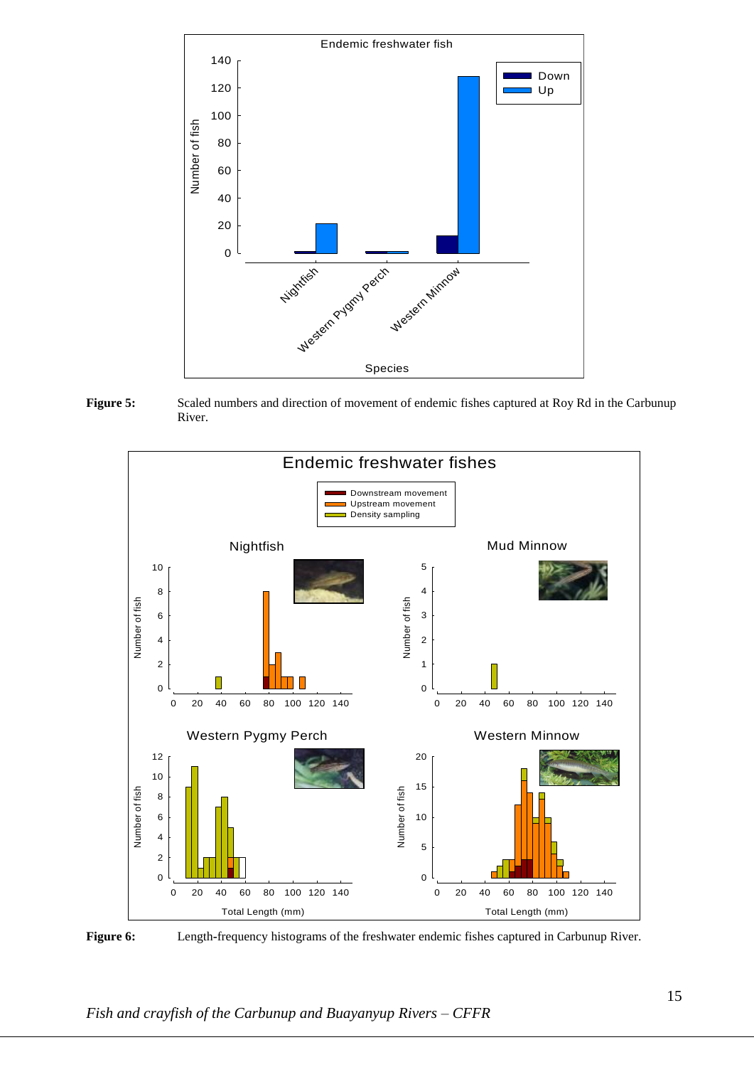**Figure 5:** Scaled numbers and direction of movement of endemic fishes captured at Roy Rd in the Carbunup River.

**Figure 6:** Length-frequency histograms of the freshwater endemic fishes captured in Carbunup River.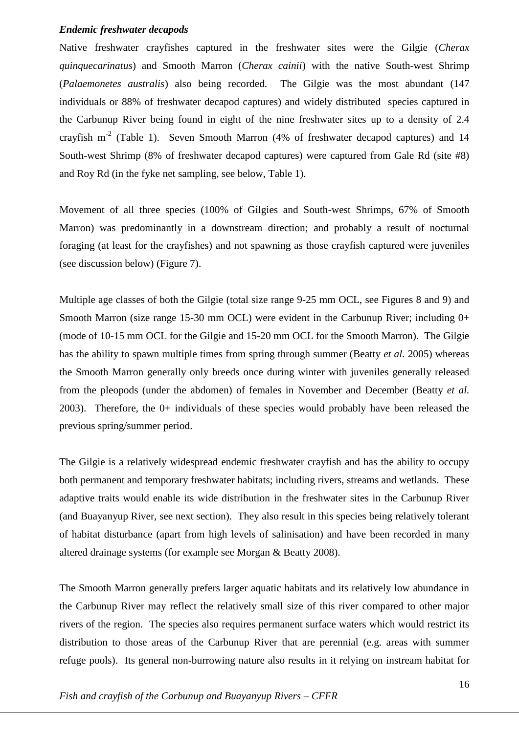### *Endemic freshwater decapods*

Native freshwater crayfishes captured in the freshwater sites were the Gilgie (*Cherax quinquecarinatus*) and Smooth Marron (*Cherax cainii*) with the native South-west Shrimp (*Palaemonetes australis*) also being recorded. The Gilgie was the most abundant (147 individuals or 88% of freshwater decapod captures) and widely distributed species captured in the Carbunup River being found in eight of the nine freshwater sites up to a density of 2.4 crayfish $m^{-2}$ (Table 1). Seven Smooth Marron (4% of freshwater decapod captures) and 14 South-west Shrimp (8% of freshwater decapod captures) were captured from Gale Rd (site #8) and Roy Rd (in the fyke net sampling, see below, Table 1).

Movement of all three species (100% of Gilgies and South-west Shrimps, 67% of Smooth Marron) was predominantly in a downstream direction; and probably a result of nocturnal foraging (at least for the crayfishes) and not spawning as those crayfish captured were juveniles (see discussion below) (Figure 7).

Multiple age classes of both the Gilgie (total size range 9-25 mm OCL, see Figures 8 and 9) and Smooth Marron (size range 15-30 mm OCL) were evident in the Carbunup River; including 0+ (mode of 10-15 mm OCL for the Gilgie and 15-20 mm OCL for the Smooth Marron). The Gilgie has the ability to spawn multiple times from spring through summer (Beatty *et al.* 2005) whereas the Smooth Marron generally only breeds once during winter with juveniles generally released from the pleopods (under the abdomen) of females in November and December (Beatty *et al.* 2003). Therefore, the 0+ individuals of these species would probably have been released the previous spring/summer period.

The Gilgie is a relatively widespread endemic freshwater crayfish and has the ability to occupy both permanent and temporary freshwater habitats; including rivers, streams and wetlands. These adaptive traits would enable its wide distribution in the freshwater sites in the Carbunup River (and Buayanyup River, see next section). They also result in this species being relatively tolerant of habitat disturbance (apart from high levels of salinisation) and have been recorded in many altered drainage systems (for example see Morgan & Beatty 2008).

The Smooth Marron generally prefers larger aquatic habitats and its relatively low abundance in the Carbunup River may reflect the relatively small size of this river compared to other major rivers of the region. The species also requires permanent surface waters which would restrict its distribution to those areas of the Carbunup River that are perennial (e.g. areas with summer refuge pools). Its general non-burrowing nature also results in it relying on instream habitat for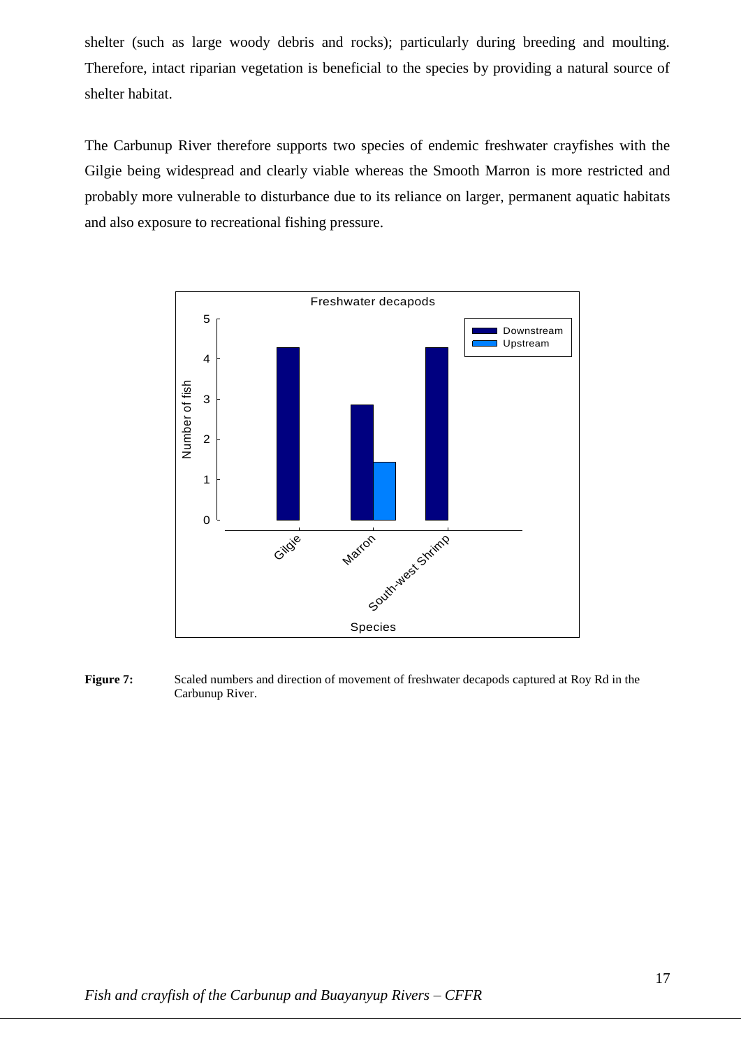shelter (such as large woody debris and rocks); particularly during breeding and moulting. Therefore, intact riparian vegetation is beneficial to the species by providing a natural source of shelter habitat.

The Carbunup River therefore supports two species of endemic freshwater crayfishes with the Gilgie being widespread and clearly viable whereas the Smooth Marron is more restricted and probably more vulnerable to disturbance due to its reliance on larger, permanent aquatic habitats and also exposure to recreational fishing pressure.

**Figure 7:** Scaled numbers and direction of movement of freshwater decapods captured at Roy Rd in the Carbunup River.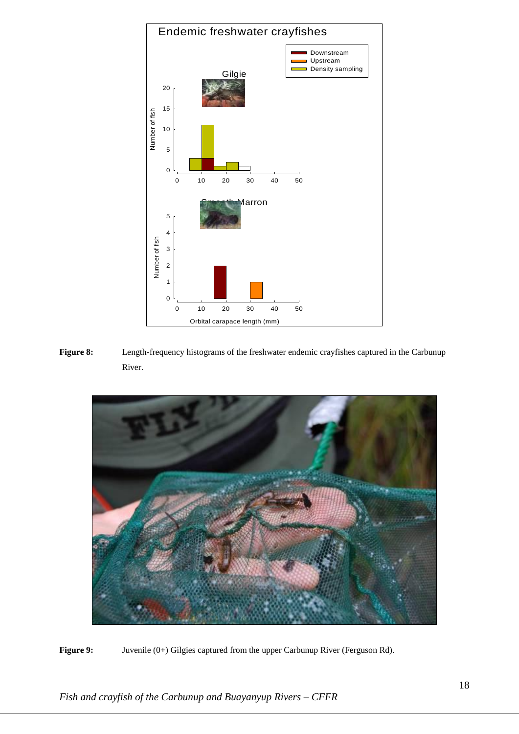**Figure 8:** Length-frequency histograms of the freshwater endemic crayfishes captured in the Carbunup River.

**Figure 9:** Juvenile (0+) Gilgies captured from the upper Carbunup River (Ferguson Rd).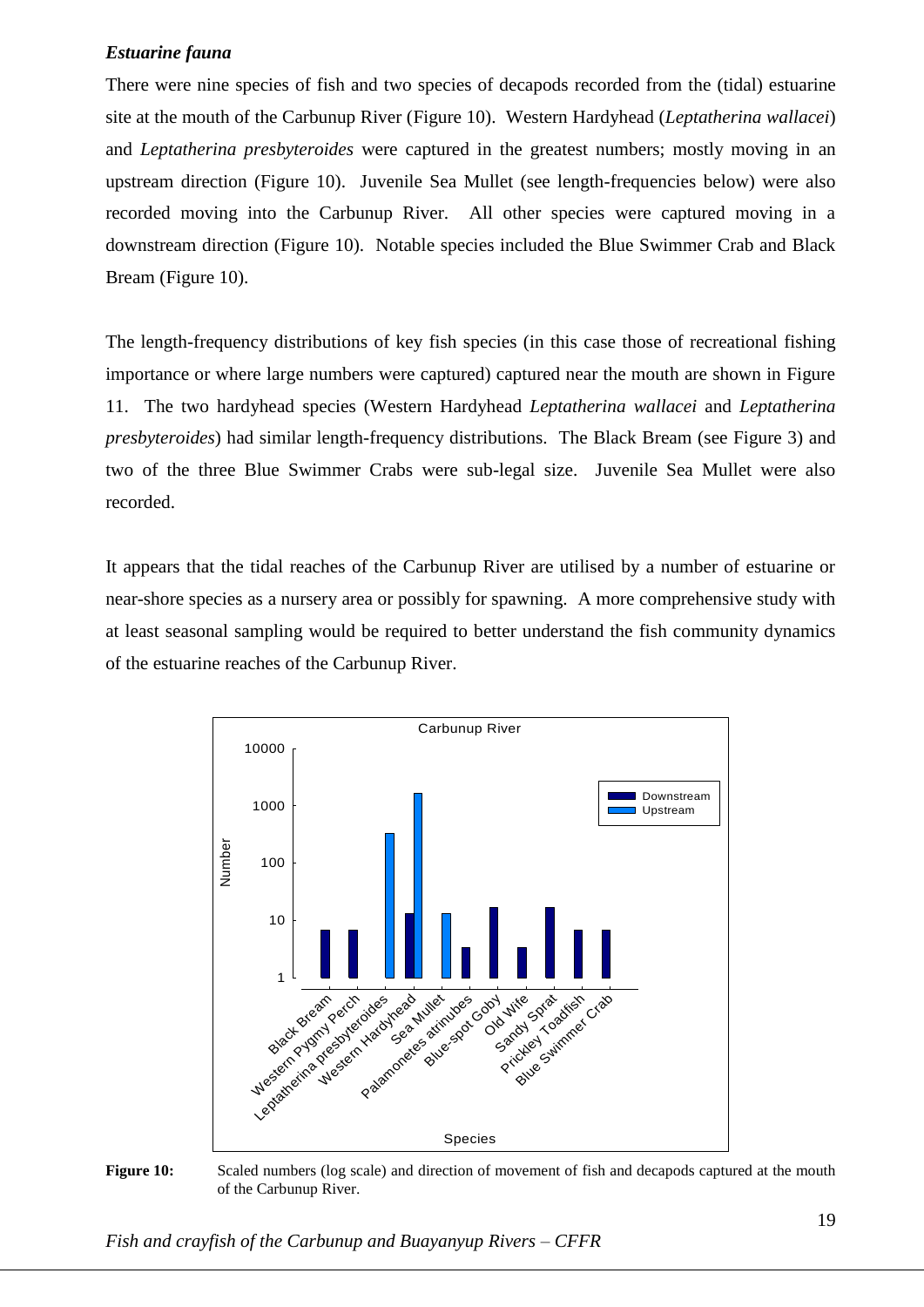***Estuarine fauna***

There were nine species of fish and two species of decapods recorded from the (tidal) estuarine site at the mouth of the Carbunup River (Figure 10). Western Hardyhead (*Leptatherina wallacei*) and *Leptatherina presbyteroides* were captured in the greatest numbers; mostly moving in an upstream direction (Figure 10). Juvenile Sea Mullet (see length-frequencies below) were also recorded moving into the Carbunup River. All other species were captured moving in a downstream direction (Figure 10). Notable species included the Blue Swimmer Crab and Black Bream (Figure 10).

The length-frequency distributions of key fish species (in this case those of recreational fishing importance or where large numbers were captured) captured near the mouth are shown in Figure 11. The two hardyhead species (Western Hardyhead *Leptatherina wallacei* and *Leptatherina presbyteroides*) had similar length-frequency distributions. The Black Bream (see Figure 3) and two of the three Blue Swimmer Crabs were sub-legal size. Juvenile Sea Mullet were also recorded.

It appears that the tidal reaches of the Carbunup River are utilised by a number of estuarine or near-shore species as a nursery area or possibly for spawning. A more comprehensive study with at least seasonal sampling would be required to better understand the fish community dynamics of the estuarine reaches of the Carbunup River.

**Figure 10:** Scaled numbers (log scale) and direction of movement of fish and decapods captured at the mouth of the Carbunup River.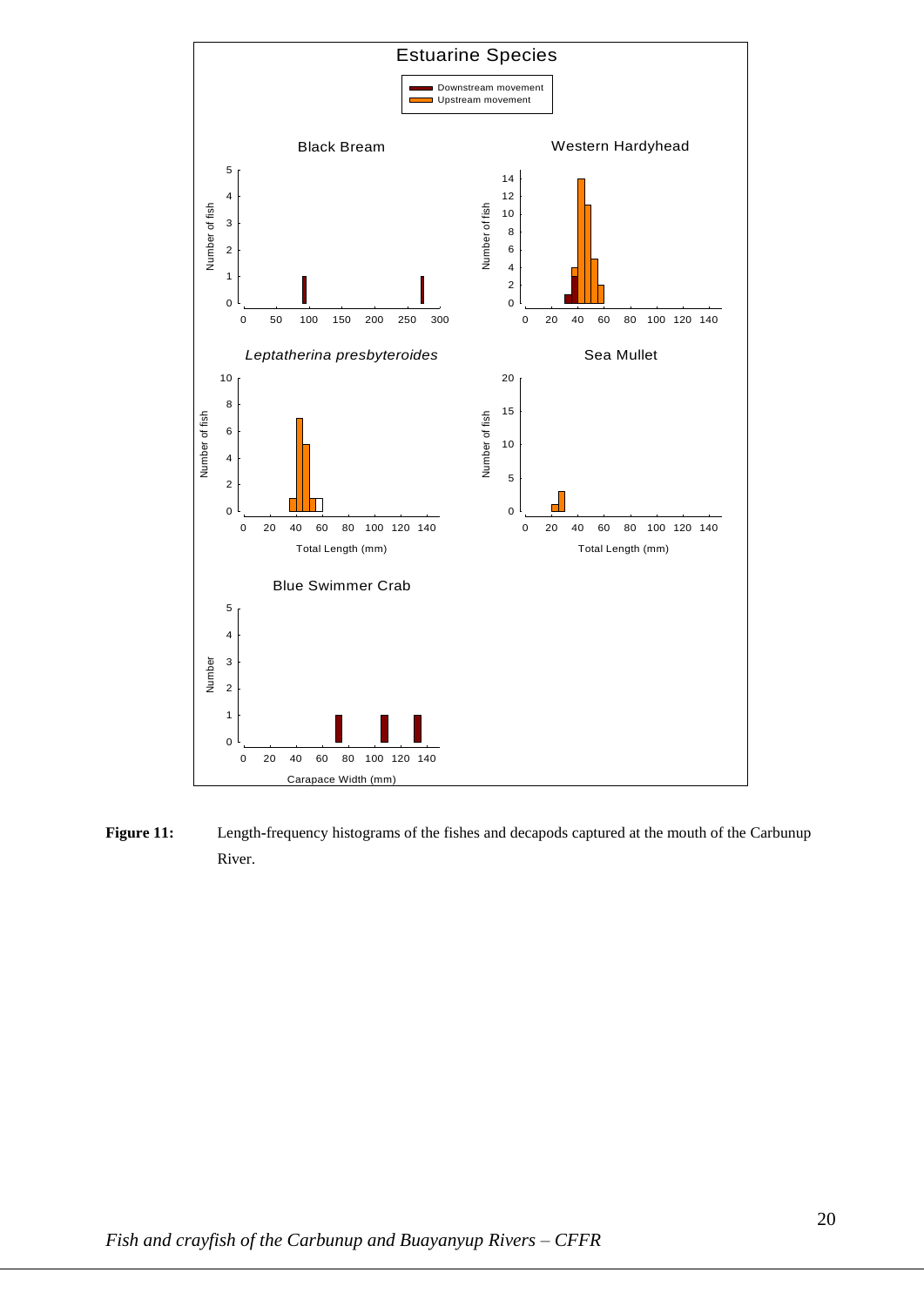**Figure 11:** Length-frequency histograms of the fishes and decapods captured at the mouth of the Carbunup River.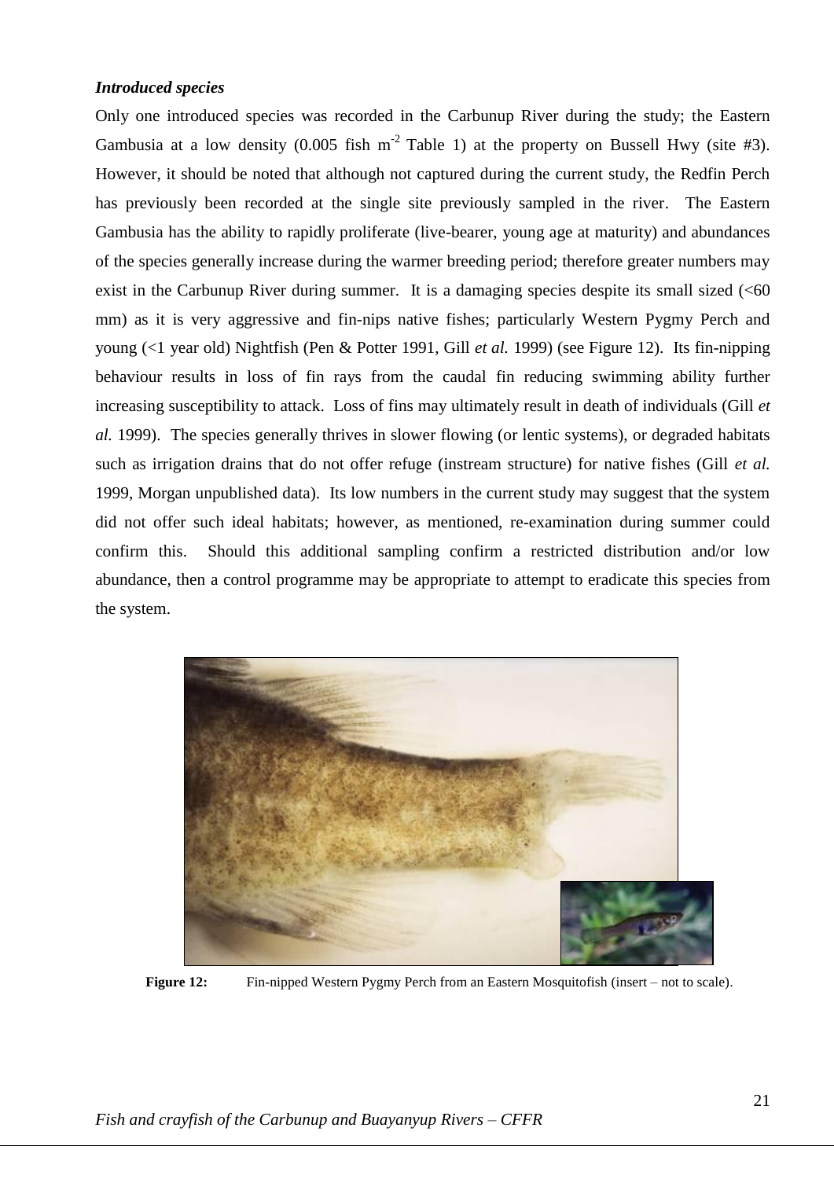### *Introduced species*

Only one introduced species was recorded in the Carbunup River during the study; the Eastern Gambusia at a low density (0.005 fish $m^{-2}$ Table 1) at the property on Bussell Hwy (site #3). However, it should be noted that although not captured during the current study, the Redfin Perch has previously been recorded at the single site previously sampled in the river. The Eastern Gambusia has the ability to rapidly proliferate (live-bearer, young age at maturity) and abundances of the species generally increase during the warmer breeding period; therefore greater numbers may exist in the Carbunup River during summer. It is a damaging species despite its small sized (<60 mm) as it is very aggressive and fin-nips native fishes; particularly Western Pygmy Perch and young (<1 year old) Nightfish (Pen & Potter 1991, Gill *et al.* 1999) (see Figure 12). Its fin-nipping behaviour results in loss of fin rays from the caudal fin reducing swimming ability further increasing susceptibility to attack. Loss of fins may ultimately result in death of individuals (Gill *et al.* 1999). The species generally thrives in slower flowing (or lentic systems), or degraded habitats such as irrigation drains that do not offer refuge (instream structure) for native fishes (Gill *et al.* 1999, Morgan unpublished data). Its low numbers in the current study may suggest that the system did not offer such ideal habitats; however, as mentioned, re-examination during summer could confirm this. Should this additional sampling confirm a restricted distribution and/or low abundance, then a control programme may be appropriate to attempt to eradicate this species from the system.

**Figure 12:** Fin-nipped Western Pygmy Perch from an Eastern Mosquitofish (insert – not to scale).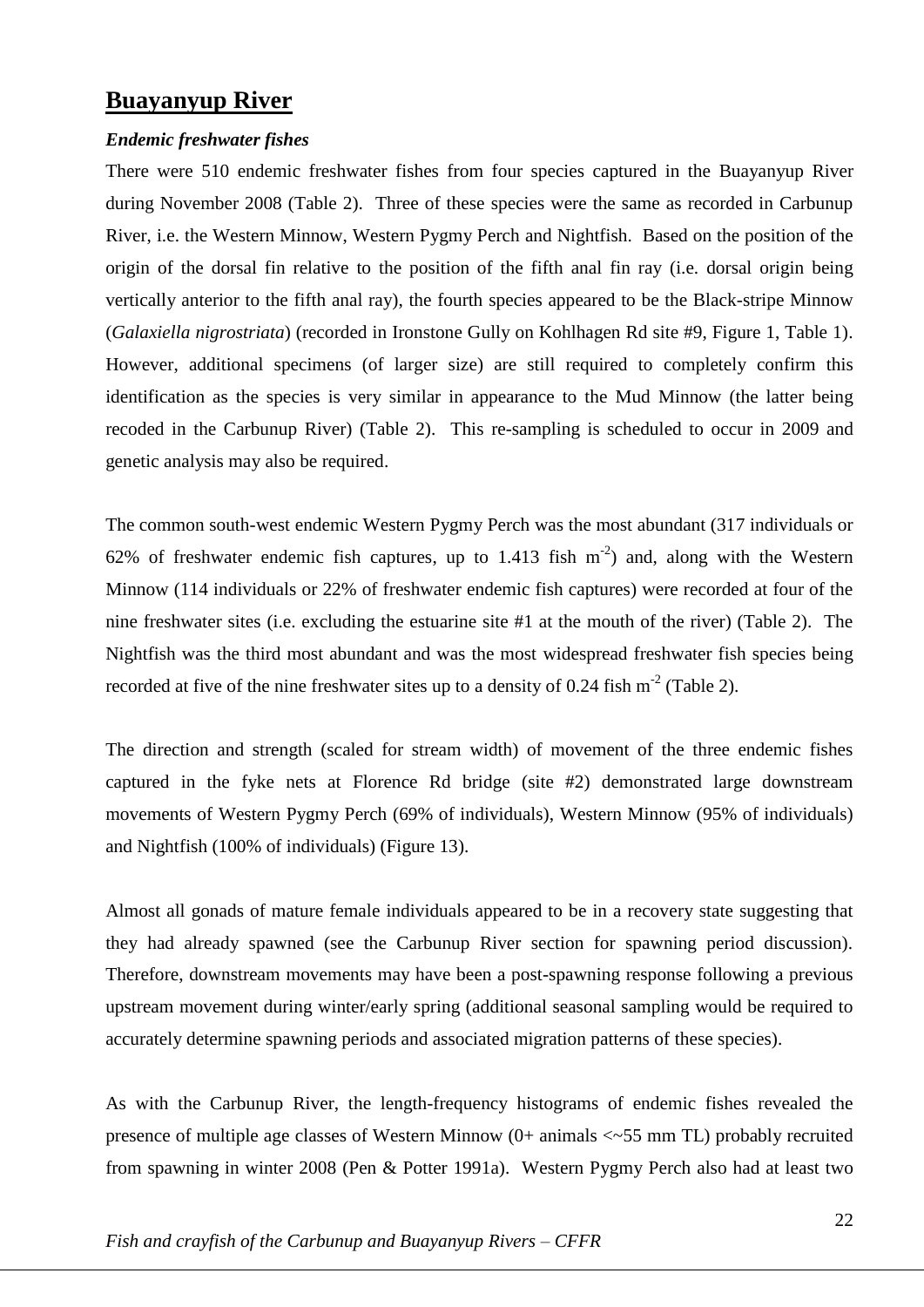## Buayanyup River

### *Endemic freshwater fishes*

There were 510 endemic freshwater fishes from four species captured in the Buayanyup River during November 2008 (Table 2). Three of these species were the same as recorded in Carbunup River, i.e. the Western Minnow, Western Pygmy Perch and Nightfish. Based on the position of the origin of the dorsal fin relative to the position of the fifth anal fin ray (i.e. dorsal origin being vertically anterior to the fifth anal ray), the fourth species appeared to be the Black-stripe Minnow (*Galaxiella nigrostriata*) (recorded in Ironstone Gully on Kohlhagen Rd site #9, Figure 1, Table 1). However, additional specimens (of larger size) are still required to completely confirm this identification as the species is very similar in appearance to the Mud Minnow (the latter being recoded in the Carbunup River) (Table 2). This re-sampling is scheduled to occur in 2009 and genetic analysis may also be required.

The common south-west endemic Western Pygmy Perch was the most abundant (317 individuals or 62% of freshwater endemic fish captures, up to 1.413 fish $m^{-2}$) and, along with the Western Minnow (114 individuals or 22% of freshwater endemic fish captures) were recorded at four of the nine freshwater sites (i.e. excluding the estuarine site #1 at the mouth of the river) (Table 2). The Nightfish was the third most abundant and was the most widespread freshwater fish species being recorded at five of the nine freshwater sites up to a density of 0.24 fish $m^{-2}$ (Table 2).

The direction and strength (scaled for stream width) of movement of the three endemic fishes captured in the fyke nets at Florence Rd bridge (site #2) demonstrated large downstream movements of Western Pygmy Perch (69% of individuals), Western Minnow (95% of individuals) and Nightfish (100% of individuals) (Figure 13).

Almost all gonads of mature female individuals appeared to be in a recovery state suggesting that they had already spawned (see the Carbunup River section for spawning period discussion). Therefore, downstream movements may have been a post-spawning response following a previous upstream movement during winter/early spring (additional seasonal sampling would be required to accurately determine spawning periods and associated migration patterns of these species).

As with the Carbunup River, the length-frequency histograms of endemic fishes revealed the presence of multiple age classes of Western Minnow (0+ animals <~55 mm TL) probably recruited from spawning in winter 2008 (Pen & Potter 1991a). Western Pygmy Perch also had at least two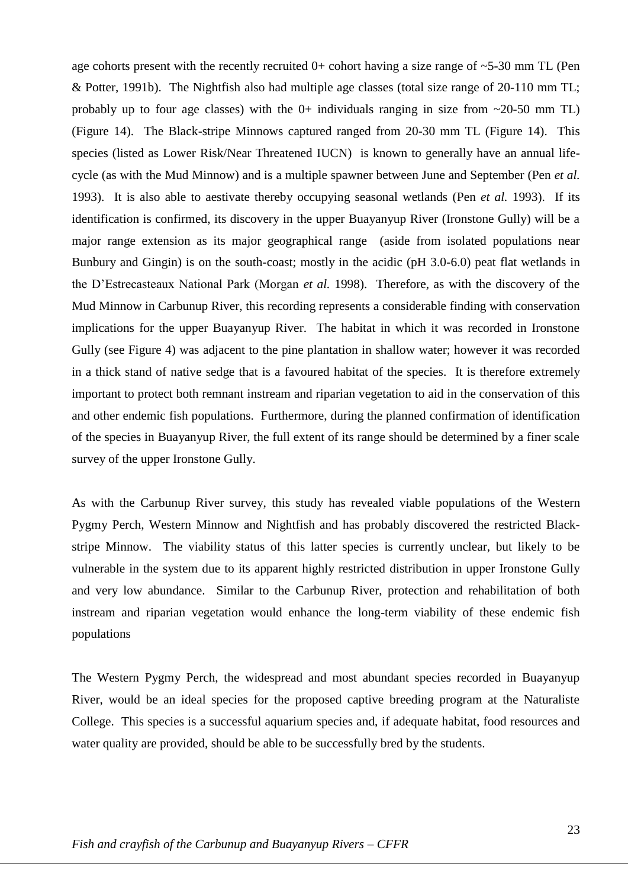age cohorts present with the recently recruited 0+ cohort having a size range of ~5-30 mm TL (Pen & Potter, 1991b). The Nightfish also had multiple age classes (total size range of 20-110 mm TL; probably up to four age classes) with the 0+ individuals ranging in size from ~20-50 mm TL) (Figure 14). The Black-stripe Minnows captured ranged from 20-30 mm TL (Figure 14). This species (listed as Lower Risk/Near Threatened IUCN) is known to generally have an annual life-cycle (as with the Mud Minnow) and is a multiple spawner between June and September (Pen *et al.* 1993). It is also able to aestivate thereby occupying seasonal wetlands (Pen *et al.* 1993). If its identification is confirmed, its discovery in the upper Buayanyup River (Ironstone Gully) will be a major range extension as its major geographical range (aside from isolated populations near Bunbury and Gingin) is on the south-coast; mostly in the acidic (pH 3.0-6.0) peat flat wetlands in the D'Estrecasteaux National Park (Morgan *et al.* 1998). Therefore, as with the discovery of the Mud Minnow in Carbunup River, this recording represents a considerable finding with conservation implications for the upper Buayanyup River. The habitat in which it was recorded in Ironstone Gully (see Figure 4) was adjacent to the pine plantation in shallow water; however it was recorded in a thick stand of native sedge that is a favoured habitat of the species. It is therefore extremely important to protect both remnant instream and riparian vegetation to aid in the conservation of this and other endemic fish populations. Furthermore, during the planned confirmation of identification of the species in Buayanyup River, the full extent of its range should be determined by a finer scale survey of the upper Ironstone Gully.

As with the Carbunup River survey, this study has revealed viable populations of the Western Pygmy Perch, Western Minnow and Nightfish and has probably discovered the restricted Black-stripe Minnow. The viability status of this latter species is currently unclear, but likely to be vulnerable in the system due to its apparent highly restricted distribution in upper Ironstone Gully and very low abundance. Similar to the Carbunup River, protection and rehabilitation of both instream and riparian vegetation would enhance the long-term viability of these endemic fish populations

The Western Pygmy Perch, the widespread and most abundant species recorded in Buayanyup River, would be an ideal species for the proposed captive breeding program at the Naturaliste College. This species is a successful aquarium species and, if adequate habitat, food resources and water quality are provided, should be able to be successfully bred by the students.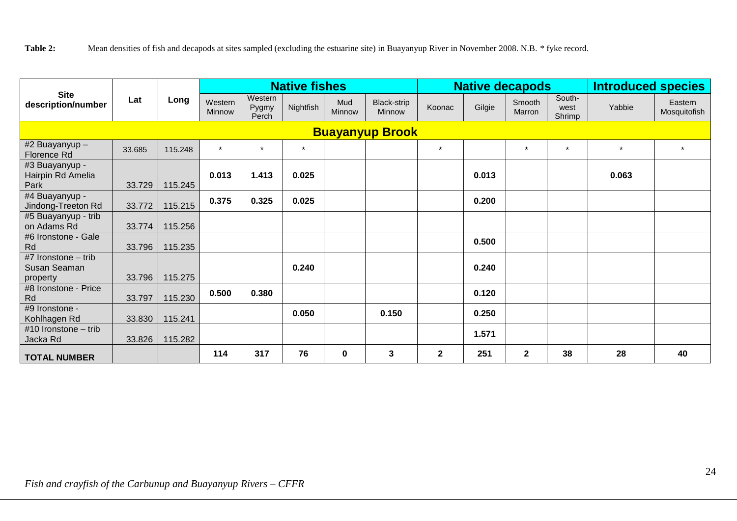**Table 2:** Mean densities of fish and decapods at sites sampled (excluding the estuarine site) in Buayanyup River in November 2008. N.B. * fyke record.

| Site description/number | Lat | Long | Native fishes | | | | | Native decapods | | | | Introduced species | |
|---|---|---|---|---|---|---|---|---|---|---|---|---|---|
| | | | Western Minnow | Western Pygmy Perch | Nightfish | Mud Minnow | Black-strip Minnow | Koonac | Gilgie | Smooth Marron | South-west Shrimp | Yabbie | Eastern Mosquitofish |
| **Buayanyup Brook** | | | | | | | | | | | | | |
| #2 Buayanyup – Florence Rd | 33.685 | 115.248 | * | * | * | | | * | | * | * | * | * |
| #3 Buayanyup - Hairpin Rd Amelia Park | 33.729 | 115.245 | **0.013** | **1.413** | **0.025** | | | | **0.013** | | | **0.063** | |
| #4 Buayanyup - Jindong-Treeton Rd | 33.772 | 115.215 | **0.375** | **0.325** | **0.025** | | | | **0.200** | | | | |
| #5 Buayanyup - trib on Adams Rd | 33.774 | 115.256 | | | | | | | | | | | |
| #6 Ironstone - Gale Rd | 33.796 | 115.235 | | | | | | | **0.500** | | | | |
| #7 Ironstone – trib Susan Seaman property | 33.796 | 115.275 | | | **0.240** | | | | **0.240** | | | | |
| #8 Ironstone - Price Rd | 33.797 | 115.230 | **0.500** | **0.380** | | | | | **0.120** | | | | |
| #9 Ironstone - Kohlhagen Rd | 33.830 | 115.241 | | | **0.050** | | **0.150** | | **0.250** | | | | |
| #10 Ironstone – trib Jacka Rd | 33.826 | 115.282 | | | | | | | **1.571** | | | | |
| **TOTAL NUMBER** | | | **114** | **317** | **76** | **0** | **3** | **2** | **251** | **2** | **38** | **28** | **40** |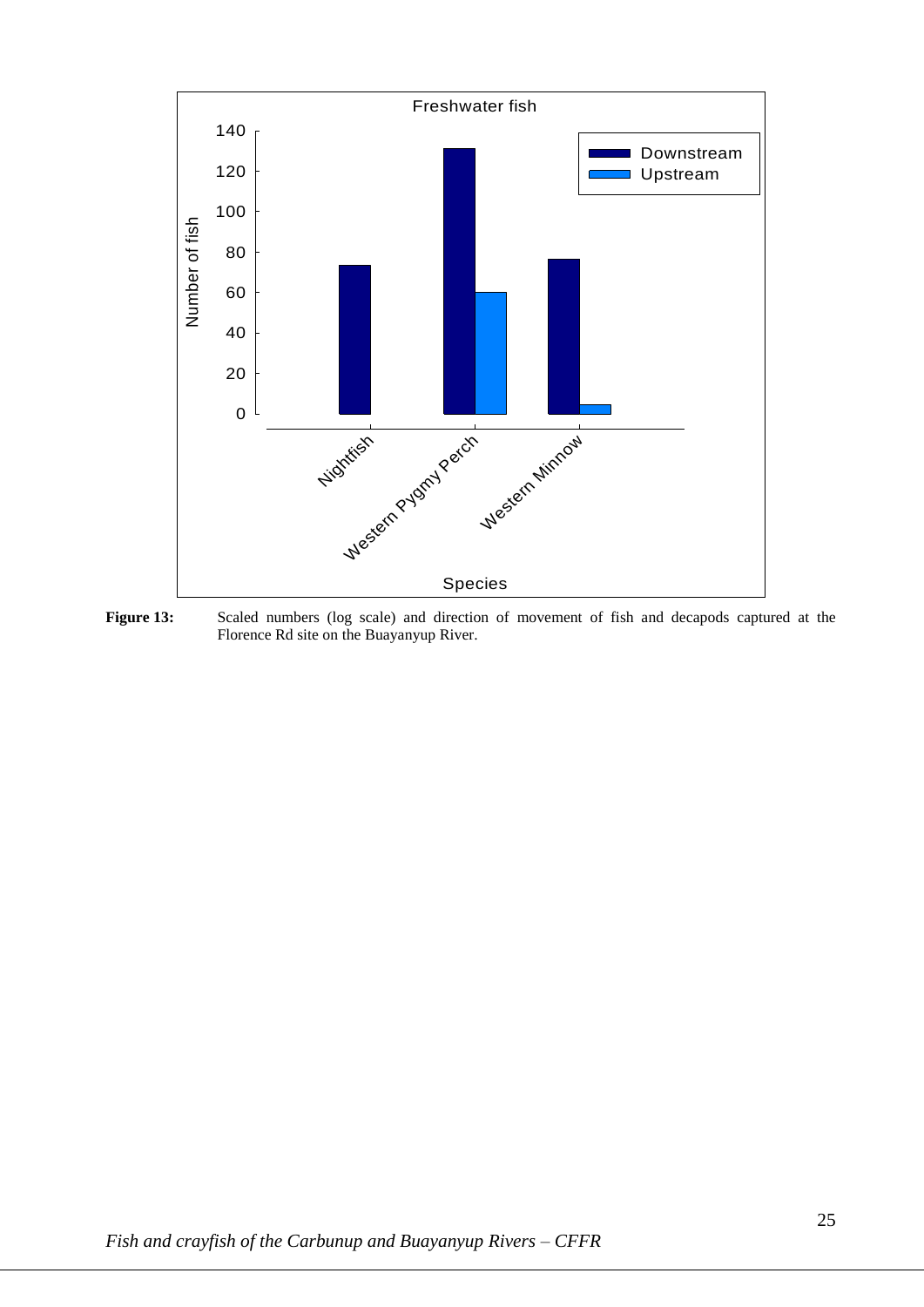**Figure 13:** Scaled numbers (log scale) and direction of movement of fish and decapods captured at the Florence Rd site on the Buayanyup River.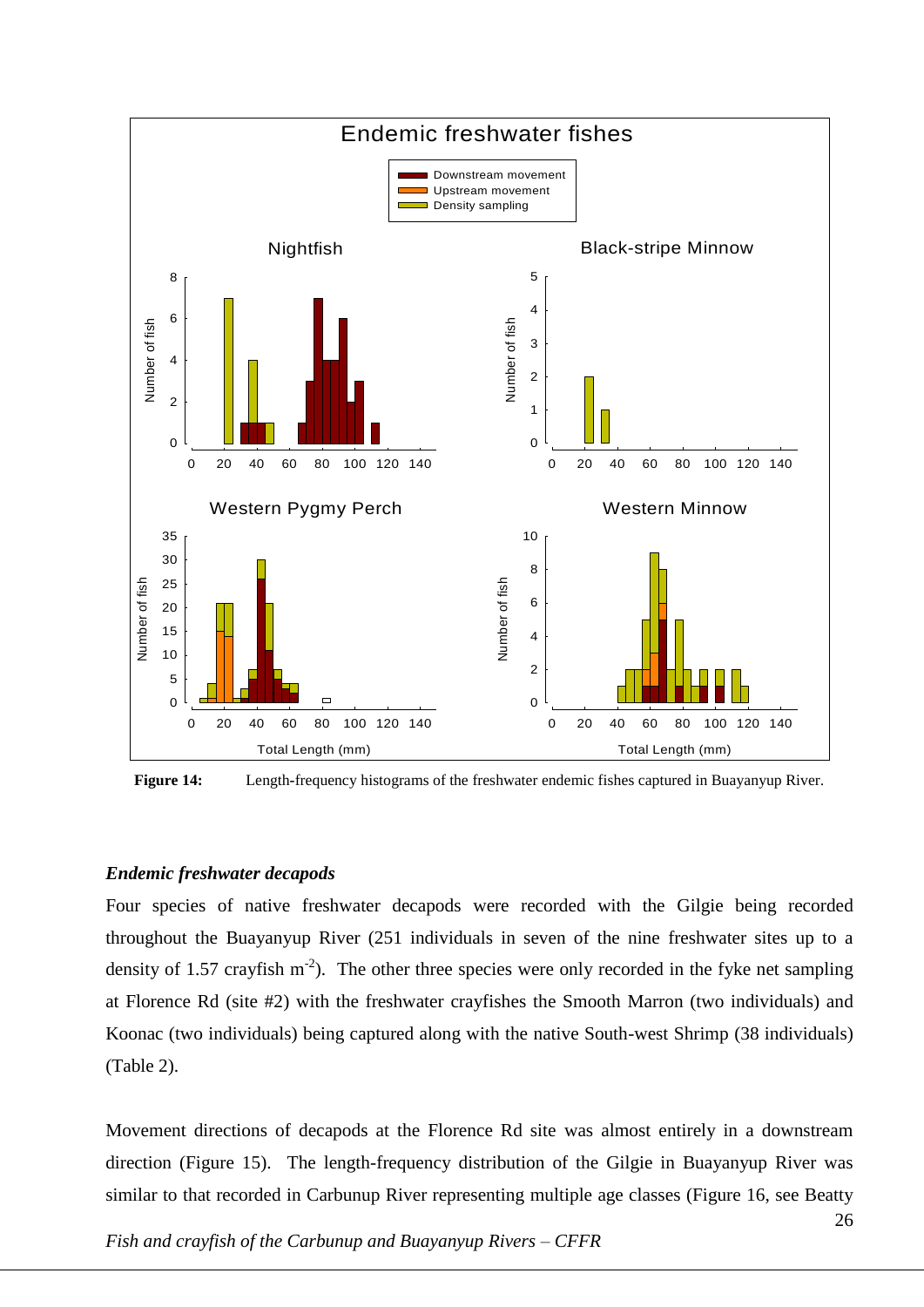**Figure 14:** Length-frequency histograms of the freshwater endemic fishes captured in Buayanyup River.

### *Endemic freshwater decapods*

Four species of native freshwater decapods were recorded with the Gilgie being recorded throughout the Buayanyup River (251 individuals in seven of the nine freshwater sites up to a density of 1.57 crayfish $m^{-2}$). The other three species were only recorded in the fyke net sampling at Florence Rd (site #2) with the freshwater crayfishes the Smooth Marron (two individuals) and Koonac (two individuals) being captured along with the native South-west Shrimp (38 individuals) (Table 2).

Movement directions of decapods at the Florence Rd site was almost entirely in a downstream direction (Figure 15). The length-frequency distribution of the Gilgie in Buayanyup River was similar to that recorded in Carbunup River representing multiple age classes (Figure 16, see Beatty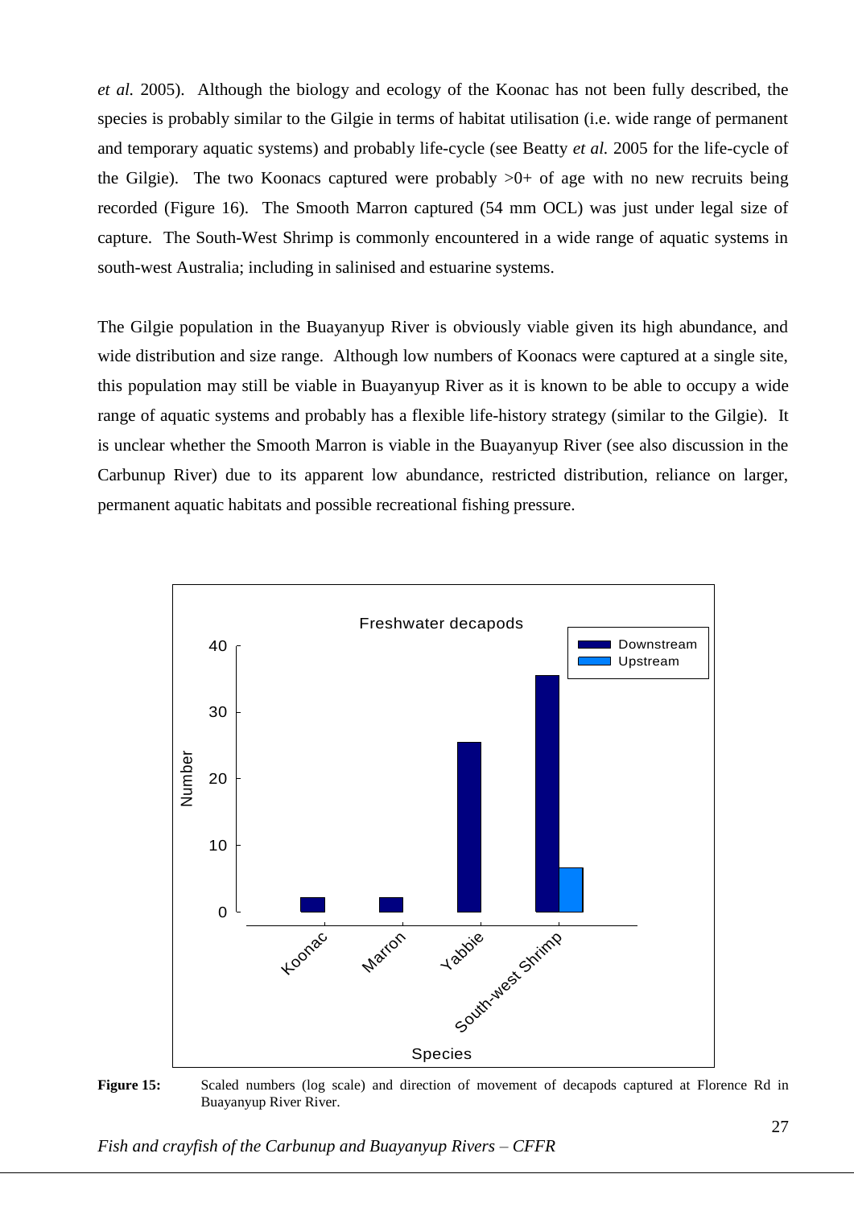*et al.* 2005). Although the biology and ecology of the Koonac has not been fully described, the species is probably similar to the Gilgie in terms of habitat utilisation (i.e. wide range of permanent and temporary aquatic systems) and probably life-cycle (see Beatty *et al.* 2005 for the life-cycle of the Gilgie). The two Koonacs captured were probably >0+ of age with no new recruits being recorded (Figure 16). The Smooth Marron captured (54 mm OCL) was just under legal size of capture. The South-West Shrimp is commonly encountered in a wide range of aquatic systems in south-west Australia; including in salinised and estuarine systems.

The Gilgie population in the Buayanyup River is obviously viable given its high abundance, and wide distribution and size range. Although low numbers of Koonacs were captured at a single site, this population may still be viable in Buayanyup River as it is known to be able to occupy a wide range of aquatic systems and probably has a flexible life-history strategy (similar to the Gilgie). It is unclear whether the Smooth Marron is viable in the Buayanyup River (see also discussion in the Carbunup River) due to its apparent low abundance, restricted distribution, reliance on larger, permanent aquatic habitats and possible recreational fishing pressure.

**Figure 15:** Scaled numbers (log scale) and direction of movement of decapods captured at Florence Rd in Buayanyup River River.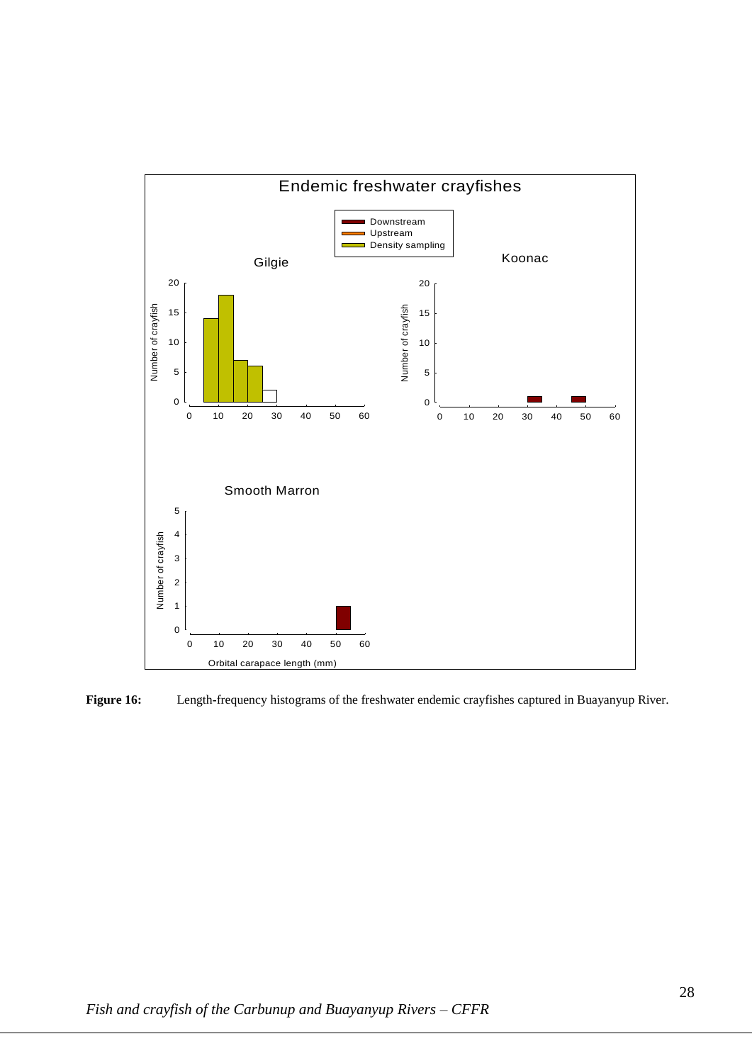**Figure 16:** Length-frequency histograms of the freshwater endemic crayfishes captured in Buayanyup River.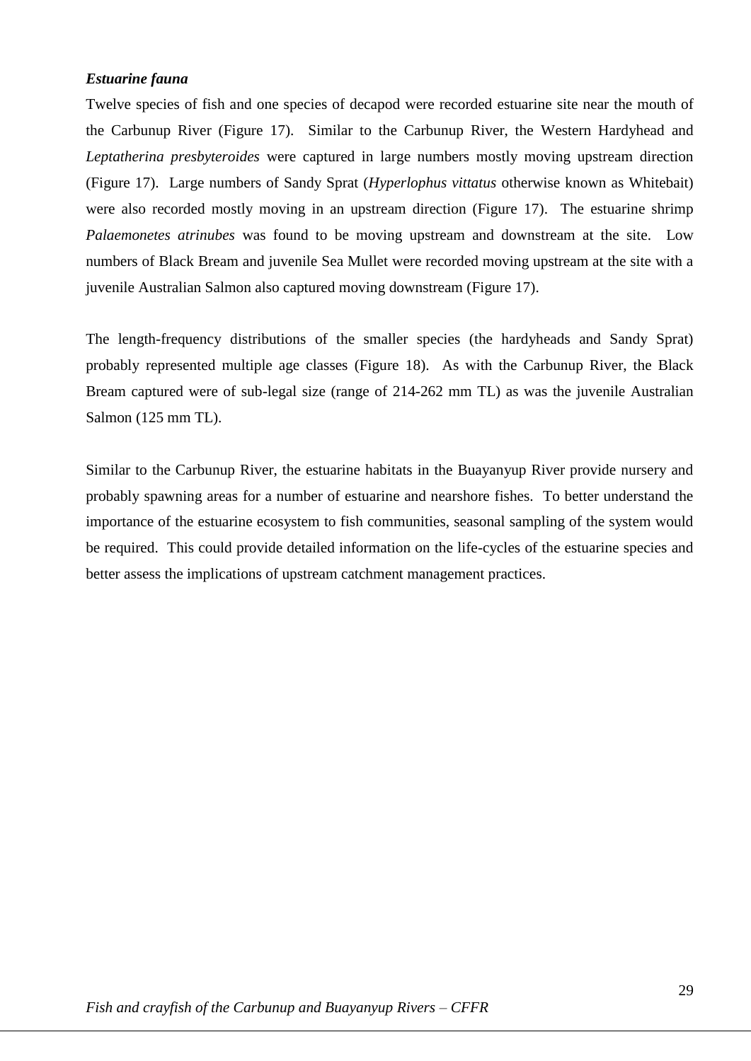***Estuarine fauna***

Twelve species of fish and one species of decapod were recorded estuarine site near the mouth of the Carbunup River (Figure 17). Similar to the Carbunup River, the Western Hardyhead and *Leptatherina presbyteroides* were captured in large numbers mostly moving upstream direction (Figure 17). Large numbers of Sandy Sprat (*Hyperlophus vittatus* otherwise known as Whitebait) were also recorded mostly moving in an upstream direction (Figure 17). The estuarine shrimp *Palaemonetes atrinubes* was found to be moving upstream and downstream at the site. Low numbers of Black Bream and juvenile Sea Mullet were recorded moving upstream at the site with a juvenile Australian Salmon also captured moving downstream (Figure 17).

The length-frequency distributions of the smaller species (the hardyheads and Sandy Sprat) probably represented multiple age classes (Figure 18). As with the Carbunup River, the Black Bream captured were of sub-legal size (range of 214-262 mm TL) as was the juvenile Australian Salmon (125 mm TL).

Similar to the Carbunup River, the estuarine habitats in the Buayanyup River provide nursery and probably spawning areas for a number of estuarine and nearshore fishes. To better understand the importance of the estuarine ecosystem to fish communities, seasonal sampling of the system would be required. This could provide detailed information on the life-cycles of the estuarine species and better assess the implications of upstream catchment management practices.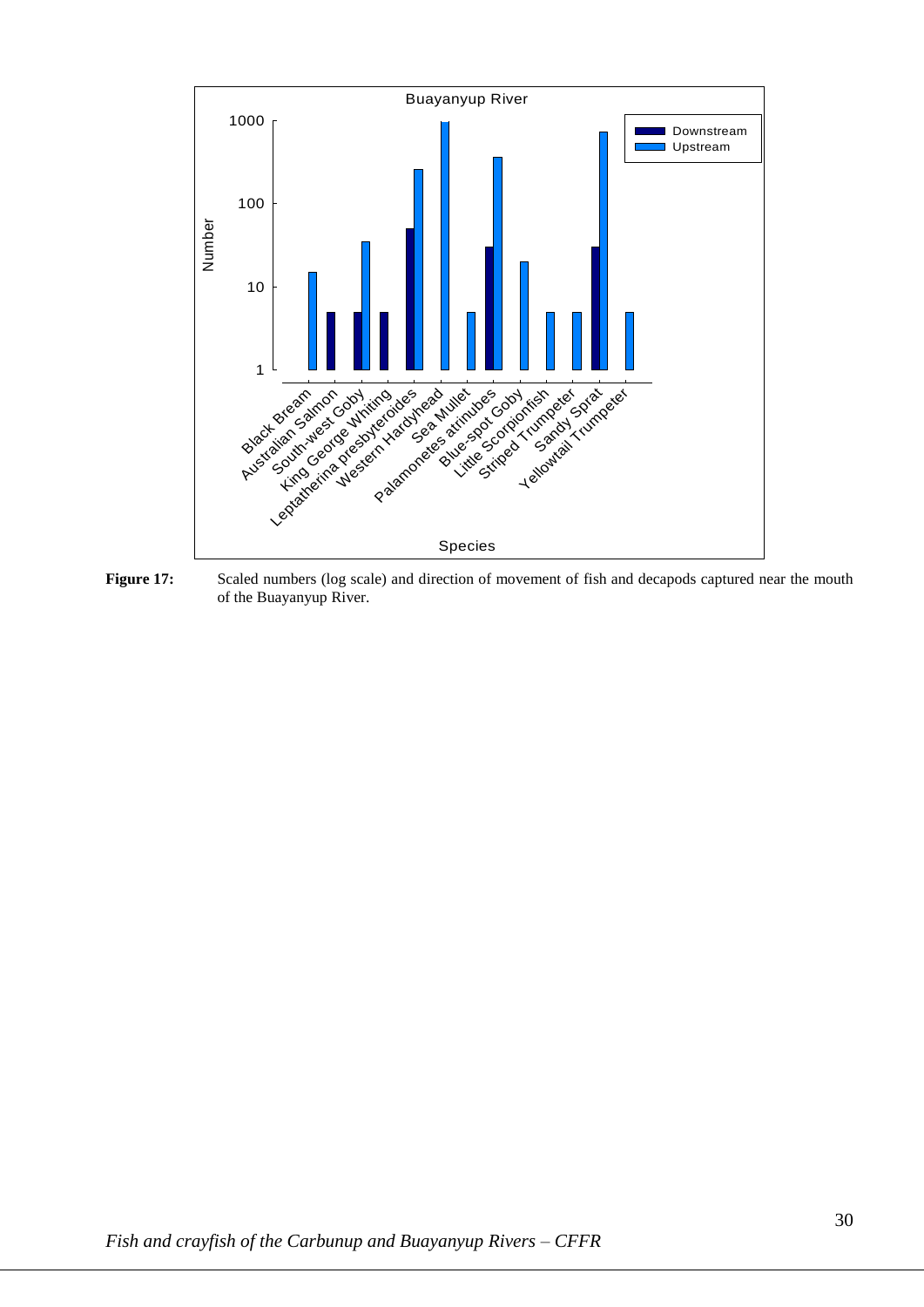**Figure 17:** Scaled numbers (log scale) and direction of movement of fish and decapods captured near the mouth of the Buayanyup River.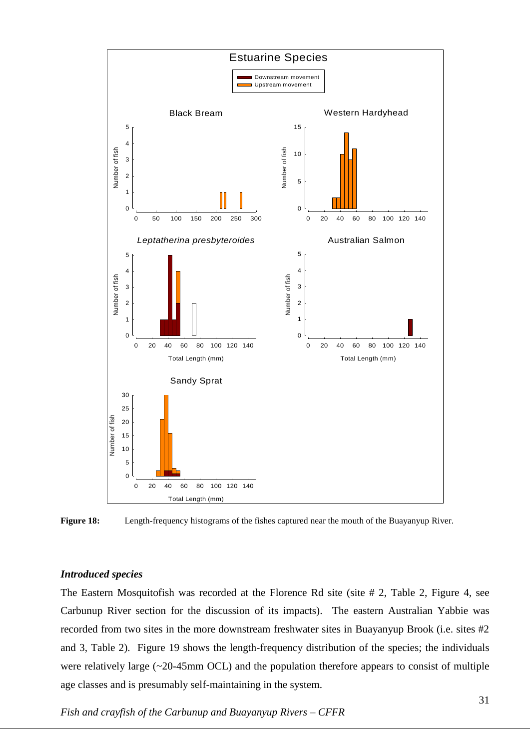**Figure 18:** Length-frequency histograms of the fishes captured near the mouth of the Buayanyup River.

### *Introduced species*

The Eastern Mosquitofish was recorded at the Florence Rd site (site # 2, Table 2, Figure 4, see Carbunup River section for the discussion of its impacts). The eastern Australian Yabbie was recorded from two sites in the more downstream freshwater sites in Buayanyup Brook (i.e. sites #2 and 3, Table 2). Figure 19 shows the length-frequency distribution of the species; the individuals were relatively large (~20-45mm OCL) and the population therefore appears to consist of multiple age classes and is presumably self-maintaining in the system.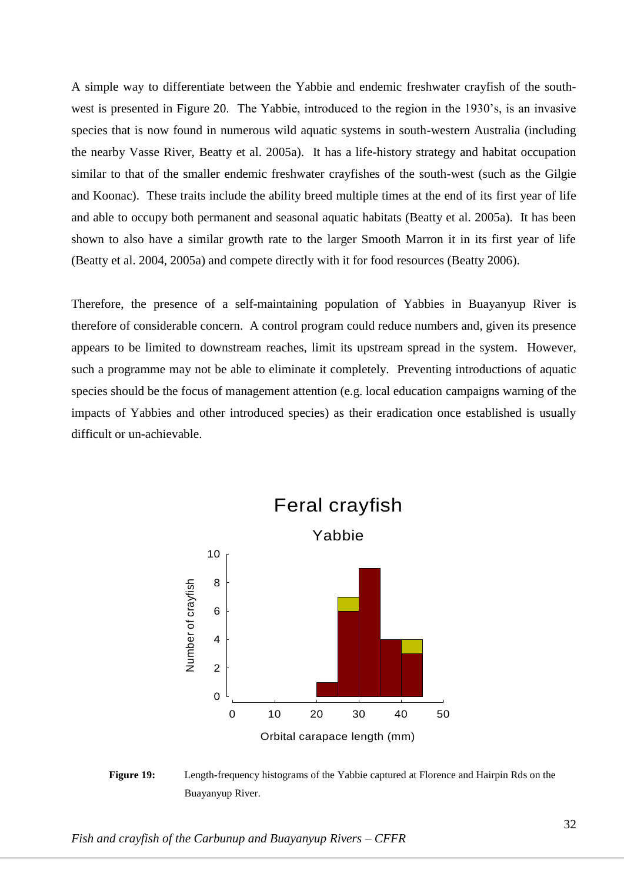A simple way to differentiate between the Yabbie and endemic freshwater crayfish of the south-west is presented in Figure 20. The Yabbie, introduced to the region in the 1930's, is an invasive species that is now found in numerous wild aquatic systems in south-western Australia (including the nearby Vasse River, Beatty et al. 2005a). It has a life-history strategy and habitat occupation similar to that of the smaller endemic freshwater crayfishes of the south-west (such as the Gilgie and Koonac). These traits include the ability breed multiple times at the end of its first year of life and able to occupy both permanent and seasonal aquatic habitats (Beatty et al. 2005a). It has been shown to also have a similar growth rate to the larger Smooth Marron it in its first year of life (Beatty et al. 2004, 2005a) and compete directly with it for food resources (Beatty 2006).

Therefore, the presence of a self-maintaining population of Yabbies in Buayanyup River is therefore of considerable concern. A control program could reduce numbers and, given its presence appears to be limited to downstream reaches, limit its upstream spread in the system. However, such a programme may not be able to eliminate it completely. Preventing introductions of aquatic species should be the focus of management attention (e.g. local education campaigns warning of the impacts of Yabbies and other introduced species) as their eradication once established is usually difficult or un-achievable.

**Figure 19:** Length-frequency histograms of the Yabbie captured at Florence and Hairpin Rds on the Buayanyup River.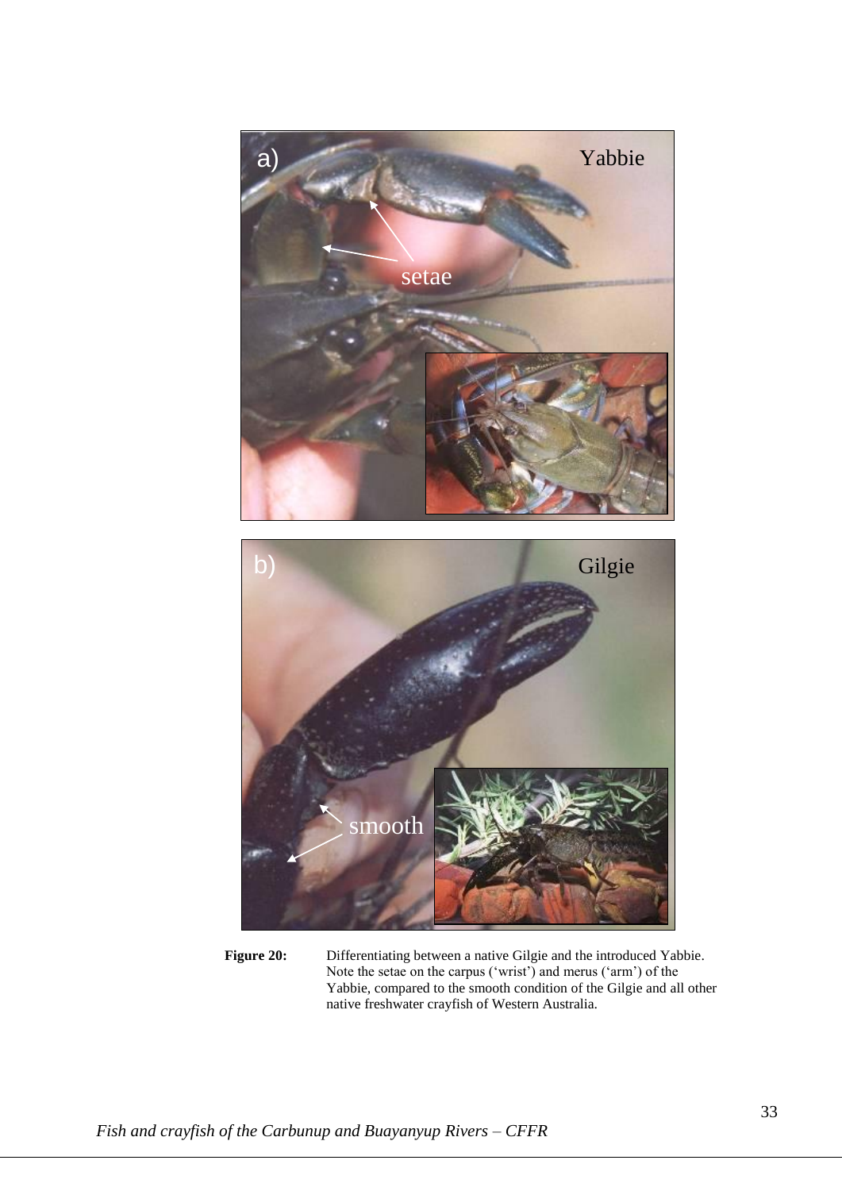**Figure 20:** Differentiating between a native Gilgie and the introduced Yabbie. Note the setae on the carpus ('wrist') and merus ('arm') of the Yabbie, compared to the smooth condition of the Gilgie and all other native freshwater crayfish of Western Australia.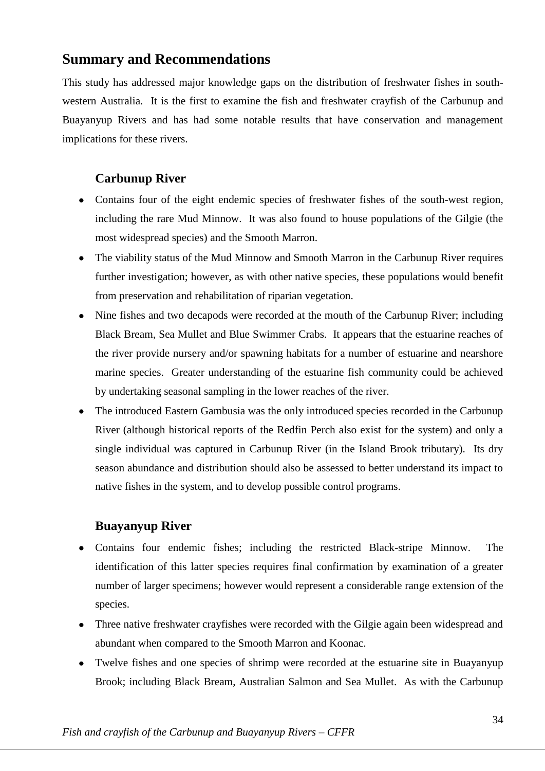## Summary and Recommendations

This study has addressed major knowledge gaps on the distribution of freshwater fishes in south-western Australia. It is the first to examine the fish and freshwater crayfish of the Carbunup and Buayanyup Rivers and has had some notable results that have conservation and management implications for these rivers.

### Carbunup River

- Contains four of the eight endemic species of freshwater fishes of the south-west region, including the rare Mud Minnow. It was also found to house populations of the Gilgie (the most widespread species) and the Smooth Marron.
- The viability status of the Mud Minnow and Smooth Marron in the Carbunup River requires further investigation; however, as with other native species, these populations would benefit from preservation and rehabilitation of riparian vegetation.
- Nine fishes and two decapods were recorded at the mouth of the Carbunup River; including Black Bream, Sea Mullet and Blue Swimmer Crabs. It appears that the estuarine reaches of the river provide nursery and/or spawning habitats for a number of estuarine and nearshore marine species. Greater understanding of the estuarine fish community could be achieved by undertaking seasonal sampling in the lower reaches of the river.
- The introduced Eastern Gambusia was the only introduced species recorded in the Carbunup River (although historical reports of the Redfin Perch also exist for the system) and only a single individual was captured in Carbunup River (in the Island Brook tributary). Its dry season abundance and distribution should also be assessed to better understand its impact to native fishes in the system, and to develop possible control programs.

### Buayanyup River

- Contains four endemic fishes; including the restricted Black-stripe Minnow. The identification of this latter species requires final confirmation by examination of a greater number of larger specimens; however would represent a considerable range extension of the species.
- Three native freshwater crayfishes were recorded with the Gilgie again been widespread and abundant when compared to the Smooth Marron and Koonac.
- Twelve fishes and one species of shrimp were recorded at the estuarine site in Buayanyup Brook; including Black Bream, Australian Salmon and Sea Mullet. As with the Carbunup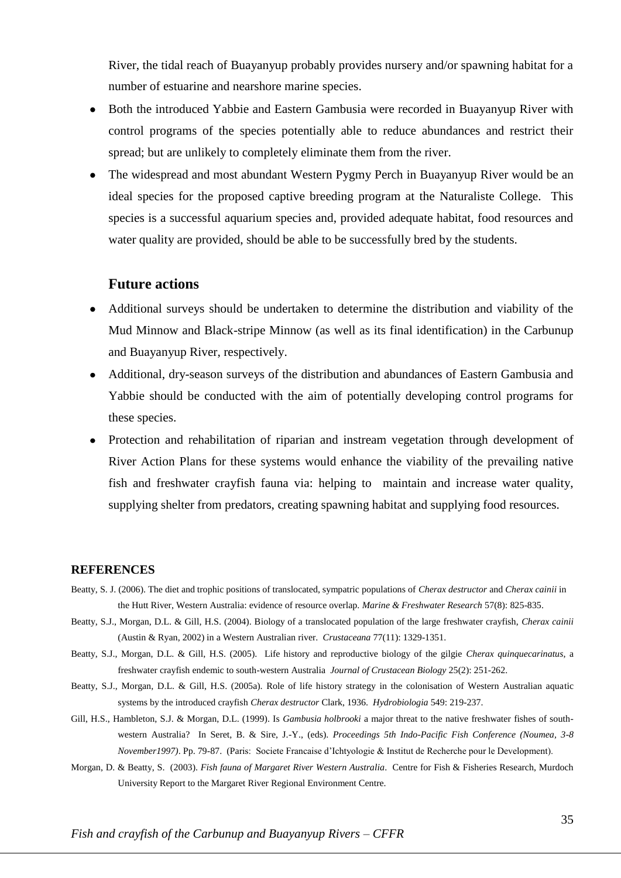River, the tidal reach of Buayanyup probably provides nursery and/or spawning habitat for a number of estuarine and nearshore marine species.

- Both the introduced Yabbie and Eastern Gambusia were recorded in Buayanyup River with control programs of the species potentially able to reduce abundances and restrict their spread; but are unlikely to completely eliminate them from the river.
- The widespread and most abundant Western Pygmy Perch in Buayanyup River would be an ideal species for the proposed captive breeding program at the Naturaliste College. This species is a successful aquarium species and, provided adequate habitat, food resources and water quality are provided, should be able to be successfully bred by the students.

### Future actions

- Additional surveys should be undertaken to determine the distribution and viability of the Mud Minnow and Black-stripe Minnow (as well as its final identification) in the Carbunup and Buayanyup River, respectively.
- Additional, dry-season surveys of the distribution and abundances of Eastern Gambusia and Yabbie should be conducted with the aim of potentially developing control programs for these species.
- Protection and rehabilitation of riparian and instream vegetation through development of River Action Plans for these systems would enhance the viability of the prevailing native fish and freshwater crayfish fauna via: helping to maintain and increase water quality, supplying shelter from predators, creating spawning habitat and supplying food resources.

## REFERENCES

Beatty, S. J. (2006). The diet and trophic positions of translocated, sympatric populations of *Cherax destructor* and *Cherax cainii* in the Hutt River, Western Australia: evidence of resource overlap. *Marine & Freshwater Research* 57(8): 825-835.

Beatty, S.J., Morgan, D.L. & Gill, H.S. (2004). Biology of a translocated population of the large freshwater crayfish, *Cherax cainii* (Austin & Ryan, 2002) in a Western Australian river. *Crustaceana* 77(11): 1329-1351.

Beatty, S.J., Morgan, D.L. & Gill, H.S. (2005). Life history and reproductive biology of the gilgie *Cherax quinquecarinatus*, a freshwater crayfish endemic to south-western Australia *Journal of Crustacean Biology* 25(2): 251-262.

Beatty, S.J., Morgan, D.L. & Gill, H.S. (2005a). Role of life history strategy in the colonisation of Western Australian aquatic systems by the introduced crayfish *Cherax destructor* Clark, 1936. *Hydrobiologia* 549: 219-237.

Gill, H.S., Hambleton, S.J. & Morgan, D.L. (1999). Is *Gambusia holbrooki* a major threat to the native freshwater fishes of south-western Australia? In Seret, B. & Sire, J.-Y., (eds). *Proceedings 5th Indo-Pacific Fish Conference (Noumea, 3-8 November1997)*. Pp. 79-87. (Paris: Societe Francaise d'Ichtyologie & Institut de Recherche pour le Development).

Morgan, D. & Beatty, S. (2003). *Fish fauna of Margaret River Western Australia*. Centre for Fish & Fisheries Research, Murdoch University Report to the Margaret River Regional Environment Centre.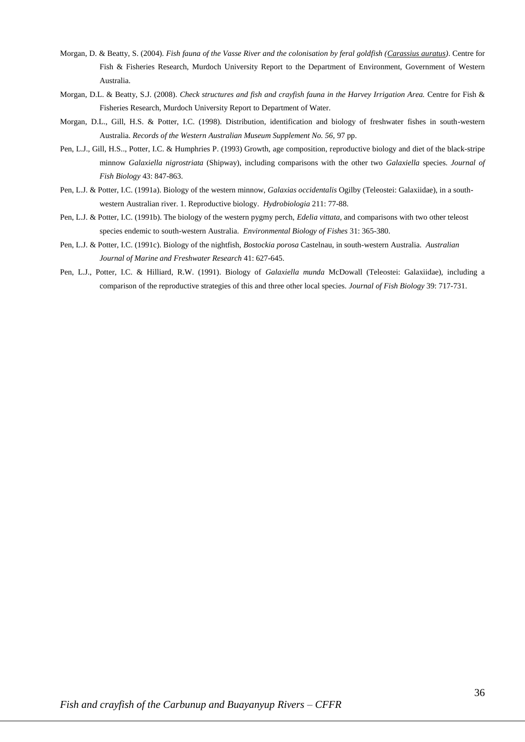Morgan, D. & Beatty, S. (2004). *Fish fauna of the Vasse River and the colonisation by feral goldfish (Carassius auratus)*. Centre for Fish & Fisheries Research, Murdoch University Report to the Department of Environment, Government of Western Australia.

Morgan, D.L. & Beatty, S.J. (2008). *Check structures and fish and crayfish fauna in the Harvey Irrigation Area.* Centre for Fish & Fisheries Research, Murdoch University Report to Department of Water.

Morgan, D.L., Gill, H.S. & Potter, I.C. (1998). Distribution, identification and biology of freshwater fishes in south-western Australia. *Records of the Western Australian Museum Supplement No. 56*, 97 pp.

Pen, L.J., Gill, H.S.., Potter, I.C. & Humphries P. (1993) Growth, age composition, reproductive biology and diet of the black-stripe minnow *Galaxiella nigrostriata* (Shipway), including comparisons with the other two *Galaxiella* species. *Journal of Fish Biology* 43: 847-863.

Pen, L.J. & Potter, I.C. (1991a). Biology of the western minnow, *Galaxias occidentalis* Ogilby (Teleostei: Galaxiidae), in a south-western Australian river. 1. Reproductive biology. *Hydrobiologia* 211: 77-88.

Pen, L.J. & Potter, I.C. (1991b). The biology of the western pygmy perch, *Edelia vittata*, and comparisons with two other teleost species endemic to south-western Australia. *Environmental Biology of Fishes* 31: 365-380.

Pen, L.J. & Potter, I.C. (1991c). Biology of the nightfish, *Bostockia porosa* Castelnau, in south-western Australia. *Australian Journal of Marine and Freshwater Research* 41: 627-645.

Pen, L.J., Potter, I.C. & Hilliard, R.W. (1991). Biology of *Galaxiella munda* McDowall (Teleostei: Galaxiidae), including a comparison of the reproductive strategies of this and three other local species. *Journal of Fish Biology* 39: 717-731.